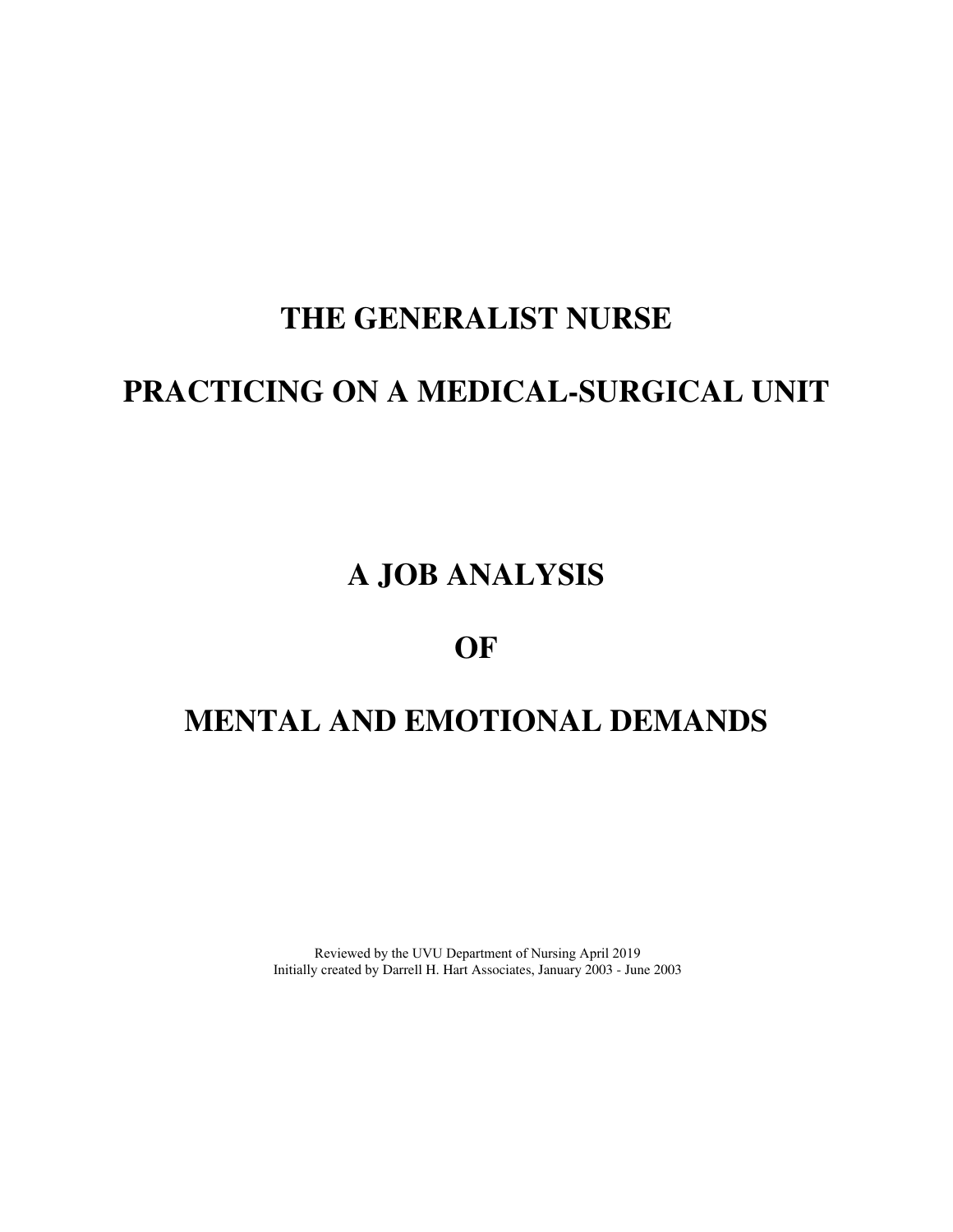# THE GENERALIST NURSE

# PRACTICING ON A MEDICAL-SURGICAL UNIT

# A JOB ANALYSIS

# OF

# MENTAL AND EMOTIONAL DEMANDS

Reviewed by the UVU Department of Nursing April 2019
Initially created by Darrell H. Hart Associates, January 2003 - June 2003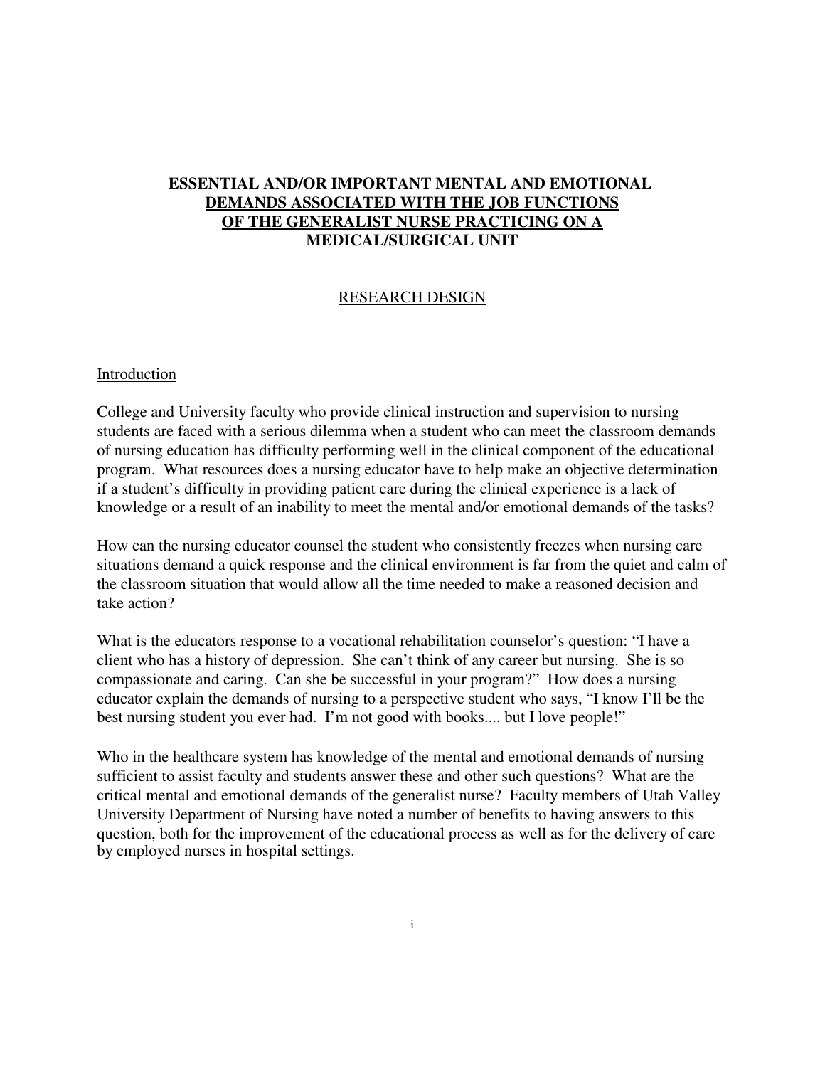# ESSENTIAL AND/OR IMPORTANT MENTAL AND EMOTIONAL DEMANDS ASSOCIATED WITH THE JOB FUNCTIONS OF THE GENERALIST NURSE PRACTICING ON A MEDICAL/SURGICAL UNIT

## RESEARCH DESIGN

### Introduction

College and University faculty who provide clinical instruction and supervision to nursing students are faced with a serious dilemma when a student who can meet the classroom demands of nursing education has difficulty performing well in the clinical component of the educational program. What resources does a nursing educator have to help make an objective determination if a student's difficulty in providing patient care during the clinical experience is a lack of knowledge or a result of an inability to meet the mental and/or emotional demands of the tasks?

How can the nursing educator counsel the student who consistently freezes when nursing care situations demand a quick response and the clinical environment is far from the quiet and calm of the classroom situation that would allow all the time needed to make a reasoned decision and take action?

What is the educators response to a vocational rehabilitation counselor's question: "I have a client who has a history of depression. She can't think of any career but nursing. She is so compassionate and caring. Can she be successful in your program?" How does a nursing educator explain the demands of nursing to a perspective student who says, "I know I'll be the best nursing student you ever had. I'm not good with books.... but I love people!"

Who in the healthcare system has knowledge of the mental and emotional demands of nursing sufficient to assist faculty and students answer these and other such questions? What are the critical mental and emotional demands of the generalist nurse? Faculty members of Utah Valley University Department of Nursing have noted a number of benefits to having answers to this question, both for the improvement of the educational process as well as for the delivery of care by employed nurses in hospital settings.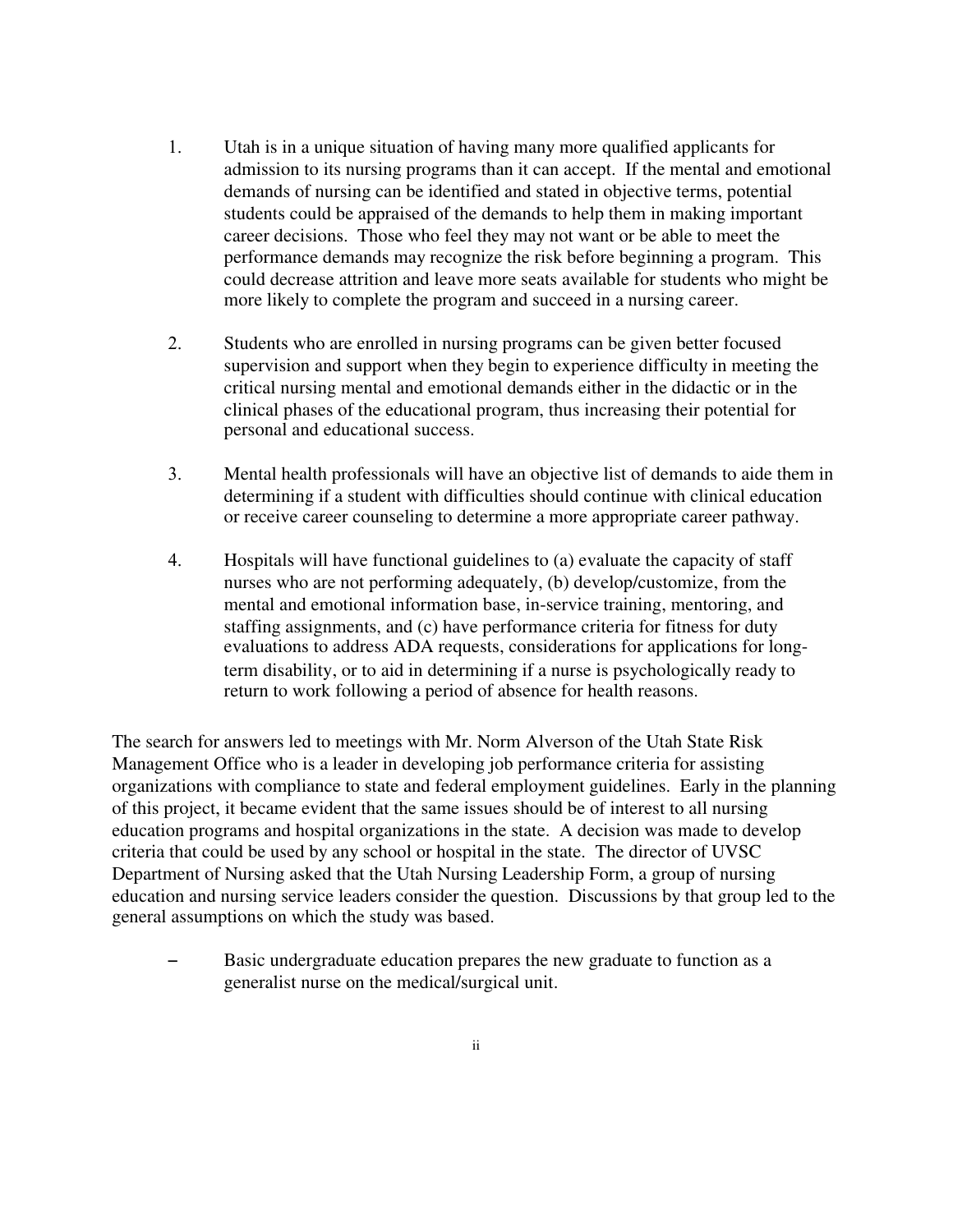1. Utah is in a unique situation of having many more qualified applicants for admission to its nursing programs than it can accept. If the mental and emotional demands of nursing can be identified and stated in objective terms, potential students could be appraised of the demands to help them in making important career decisions. Those who feel they may not want or be able to meet the performance demands may recognize the risk before beginning a program. This could decrease attrition and leave more seats available for students who might be more likely to complete the program and succeed in a nursing career.

2. Students who are enrolled in nursing programs can be given better focused supervision and support when they begin to experience difficulty in meeting the critical nursing mental and emotional demands either in the didactic or in the clinical phases of the educational program, thus increasing their potential for personal and educational success.

3. Mental health professionals will have an objective list of demands to aide them in determining if a student with difficulties should continue with clinical education or receive career counseling to determine a more appropriate career pathway.

4. Hospitals will have functional guidelines to (a) evaluate the capacity of staff nurses who are not performing adequately, (b) develop/customize, from the mental and emotional information base, in-service training, mentoring, and staffing assignments, and (c) have performance criteria for fitness for duty evaluations to address ADA requests, considerations for applications for long-term disability, or to aid in determining if a nurse is psychologically ready to return to work following a period of absence for health reasons.

The search for answers led to meetings with Mr. Norm Alverson of the Utah State Risk Management Office who is a leader in developing job performance criteria for assisting organizations with compliance to state and federal employment guidelines. Early in the planning of this project, it became evident that the same issues should be of interest to all nursing education programs and hospital organizations in the state. A decision was made to develop criteria that could be used by any school or hospital in the state. The director of UVSC Department of Nursing asked that the Utah Nursing Leadership Form, a group of nursing education and nursing service leaders consider the question. Discussions by that group led to the general assumptions on which the study was based.

- Basic undergraduate education prepares the new graduate to function as a generalist nurse on the medical/surgical unit.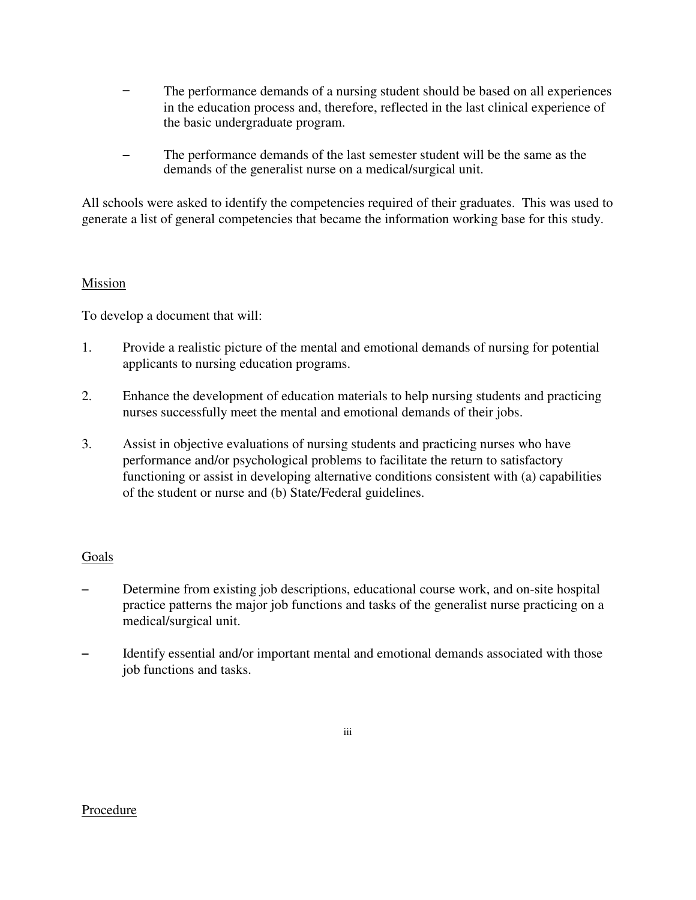- The performance demands of a nursing student should be based on all experiences in the education process and, therefore, reflected in the last clinical experience of the basic undergraduate program.

- The performance demands of the last semester student will be the same as the demands of the generalist nurse on a medical/surgical unit.

All schools were asked to identify the competencies required of their graduates. This was used to generate a list of general competencies that became the information working base for this study.

## Mission

To develop a document that will:

1. Provide a realistic picture of the mental and emotional demands of nursing for potential applicants to nursing education programs.

2. Enhance the development of education materials to help nursing students and practicing nurses successfully meet the mental and emotional demands of their jobs.

3. Assist in objective evaluations of nursing students and practicing nurses who have performance and/or psychological problems to facilitate the return to satisfactory functioning or assist in developing alternative conditions consistent with (a) capabilities of the student or nurse and (b) State/Federal guidelines.

## Goals

- Determine from existing job descriptions, educational course work, and on-site hospital practice patterns the major job functions and tasks of the generalist nurse practicing on a medical/surgical unit.

- Identify essential and/or important mental and emotional demands associated with those job functions and tasks.

## Procedure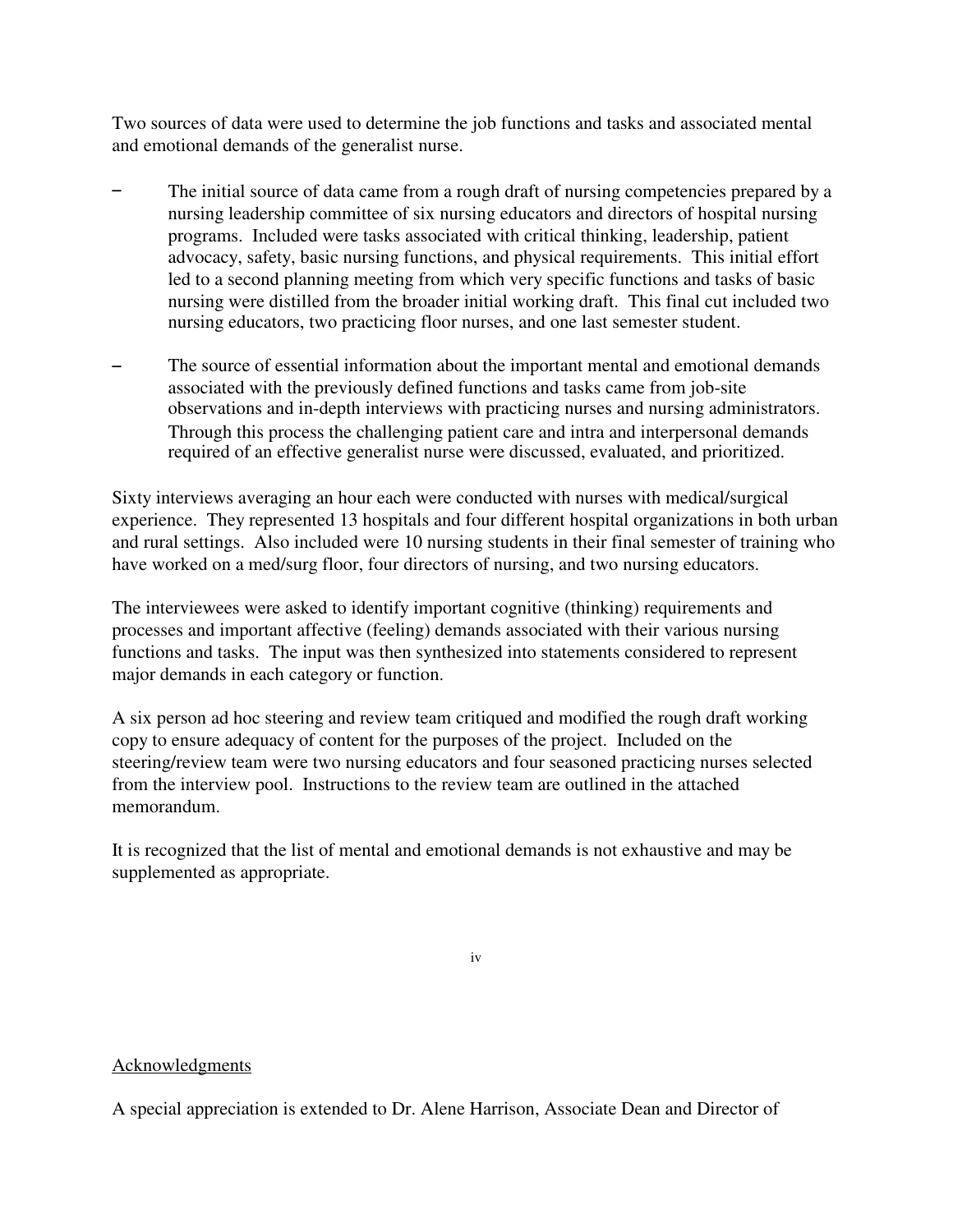Two sources of data were used to determine the job functions and tasks and associated mental and emotional demands of the generalist nurse.

- The initial source of data came from a rough draft of nursing competencies prepared by a nursing leadership committee of six nursing educators and directors of hospital nursing programs. Included were tasks associated with critical thinking, leadership, patient advocacy, safety, basic nursing functions, and physical requirements. This initial effort led to a second planning meeting from which very specific functions and tasks of basic nursing were distilled from the broader initial working draft. This final cut included two nursing educators, two practicing floor nurses, and one last semester student.

- The source of essential information about the important mental and emotional demands associated with the previously defined functions and tasks came from job-site observations and in-depth interviews with practicing nurses and nursing administrators. Through this process the challenging patient care and intra and interpersonal demands required of an effective generalist nurse were discussed, evaluated, and prioritized.

Sixty interviews averaging an hour each were conducted with nurses with medical/surgical experience. They represented 13 hospitals and four different hospital organizations in both urban and rural settings. Also included were 10 nursing students in their final semester of training who have worked on a med/surg floor, four directors of nursing, and two nursing educators.

The interviewees were asked to identify important cognitive (thinking) requirements and processes and important affective (feeling) demands associated with their various nursing functions and tasks. The input was then synthesized into statements considered to represent major demands in each category or function.

A six person ad hoc steering and review team critiqued and modified the rough draft working copy to ensure adequacy of content for the purposes of the project. Included on the steering/review team were two nursing educators and four seasoned practicing nurses selected from the interview pool. Instructions to the review team are outlined in the attached memorandum.

It is recognized that the list of mental and emotional demands is not exhaustive and may be supplemented as appropriate.

## Acknowledgments

A special appreciation is extended to Dr. Alene Harrison, Associate Dean and Director of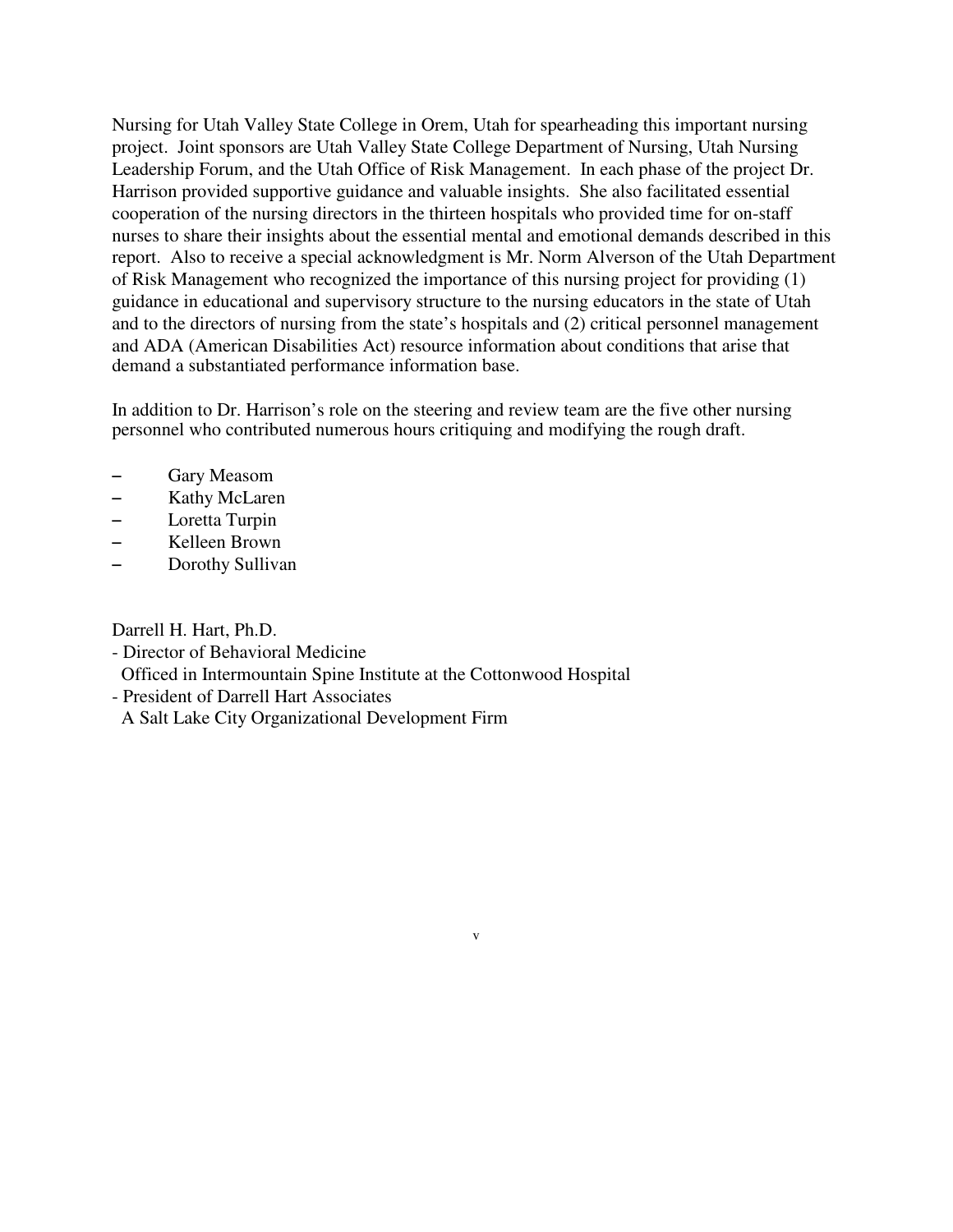Nursing for Utah Valley State College in Orem, Utah for spearheading this important nursing project. Joint sponsors are Utah Valley State College Department of Nursing, Utah Nursing Leadership Forum, and the Utah Office of Risk Management. In each phase of the project Dr. Harrison provided supportive guidance and valuable insights. She also facilitated essential cooperation of the nursing directors in the thirteen hospitals who provided time for on-staff nurses to share their insights about the essential mental and emotional demands described in this report. Also to receive a special acknowledgment is Mr. Norm Alverson of the Utah Department of Risk Management who recognized the importance of this nursing project for providing (1) guidance in educational and supervisory structure to the nursing educators in the state of Utah and to the directors of nursing from the state's hospitals and (2) critical personnel management and ADA (American Disabilities Act) resource information about conditions that arise that demand a substantiated performance information base.

In addition to Dr. Harrison's role on the steering and review team are the five other nursing personnel who contributed numerous hours critiquing and modifying the rough draft.

- Gary Measom
- Kathy McLaren
- Loretta Turpin
- Kelleen Brown
- Dorothy Sullivan

Darrell H. Hart, Ph.D.
- Director of Behavioral Medicine
  Officed in Intermountain Spine Institute at the Cottonwood Hospital
- President of Darrell Hart Associates
  A Salt Lake City Organizational Development Firm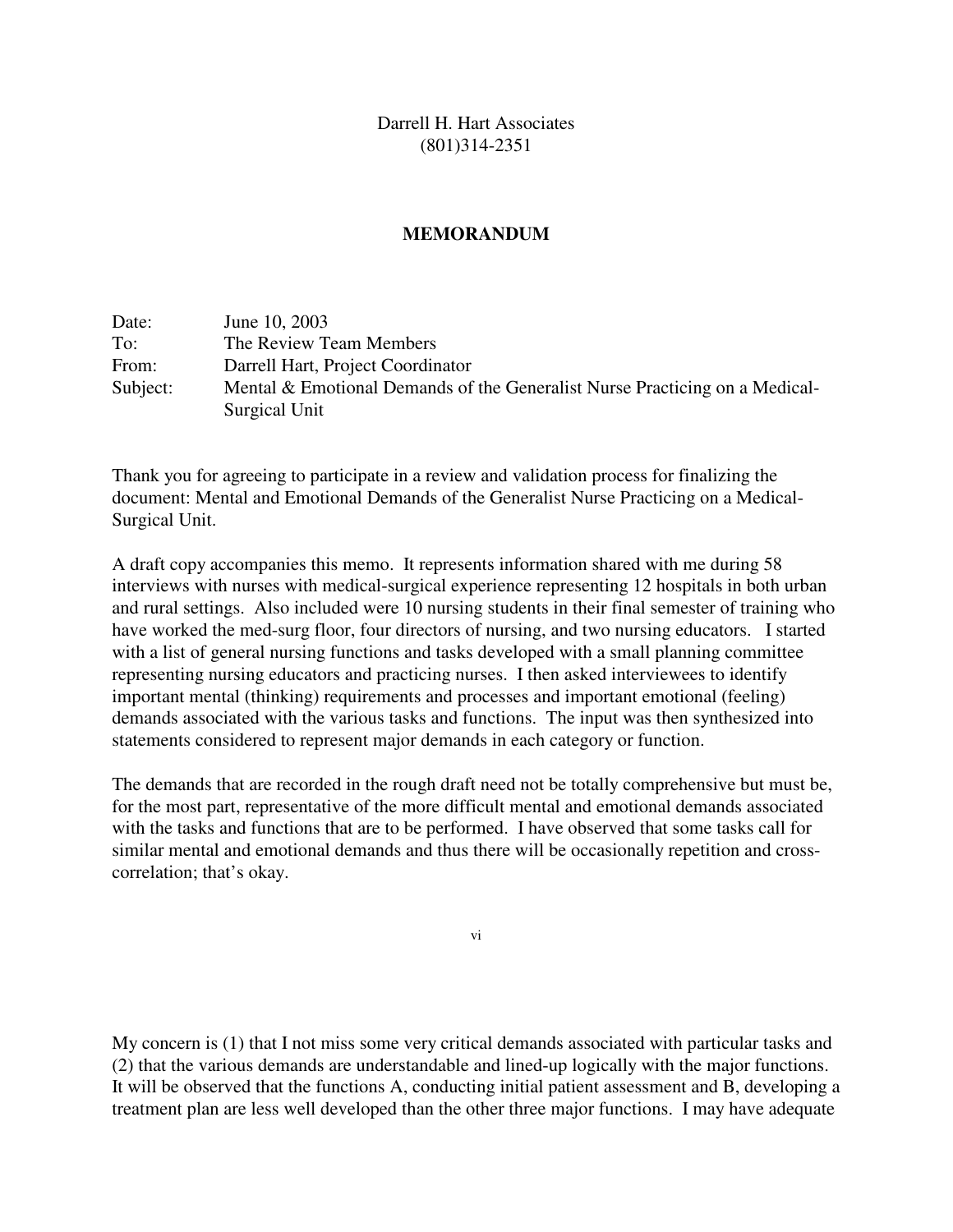Darrell H. Hart Associates
(801)314-2351

**MEMORANDUM**

Date: June 10, 2003
To: The Review Team Members
From: Darrell Hart, Project Coordinator
Subject: Mental & Emotional Demands of the Generalist Nurse Practicing on a Medical-Surgical Unit

Thank you for agreeing to participate in a review and validation process for finalizing the document: Mental and Emotional Demands of the Generalist Nurse Practicing on a Medical-Surgical Unit.

A draft copy accompanies this memo. It represents information shared with me during 58 interviews with nurses with medical-surgical experience representing 12 hospitals in both urban and rural settings. Also included were 10 nursing students in their final semester of training who have worked the med-surg floor, four directors of nursing, and two nursing educators. I started with a list of general nursing functions and tasks developed with a small planning committee representing nursing educators and practicing nurses. I then asked interviewees to identify important mental (thinking) requirements and processes and important emotional (feeling) demands associated with the various tasks and functions. The input was then synthesized into statements considered to represent major demands in each category or function.

The demands that are recorded in the rough draft need not be totally comprehensive but must be, for the most part, representative of the more difficult mental and emotional demands associated with the tasks and functions that are to be performed. I have observed that some tasks call for similar mental and emotional demands and thus there will be occasionally repetition and cross-correlation; that's okay.

My concern is (1) that I not miss some very critical demands associated with particular tasks and (2) that the various demands are understandable and lined-up logically with the major functions. It will be observed that the functions A, conducting initial patient assessment and B, developing a treatment plan are less well developed than the other three major functions. I may have adequate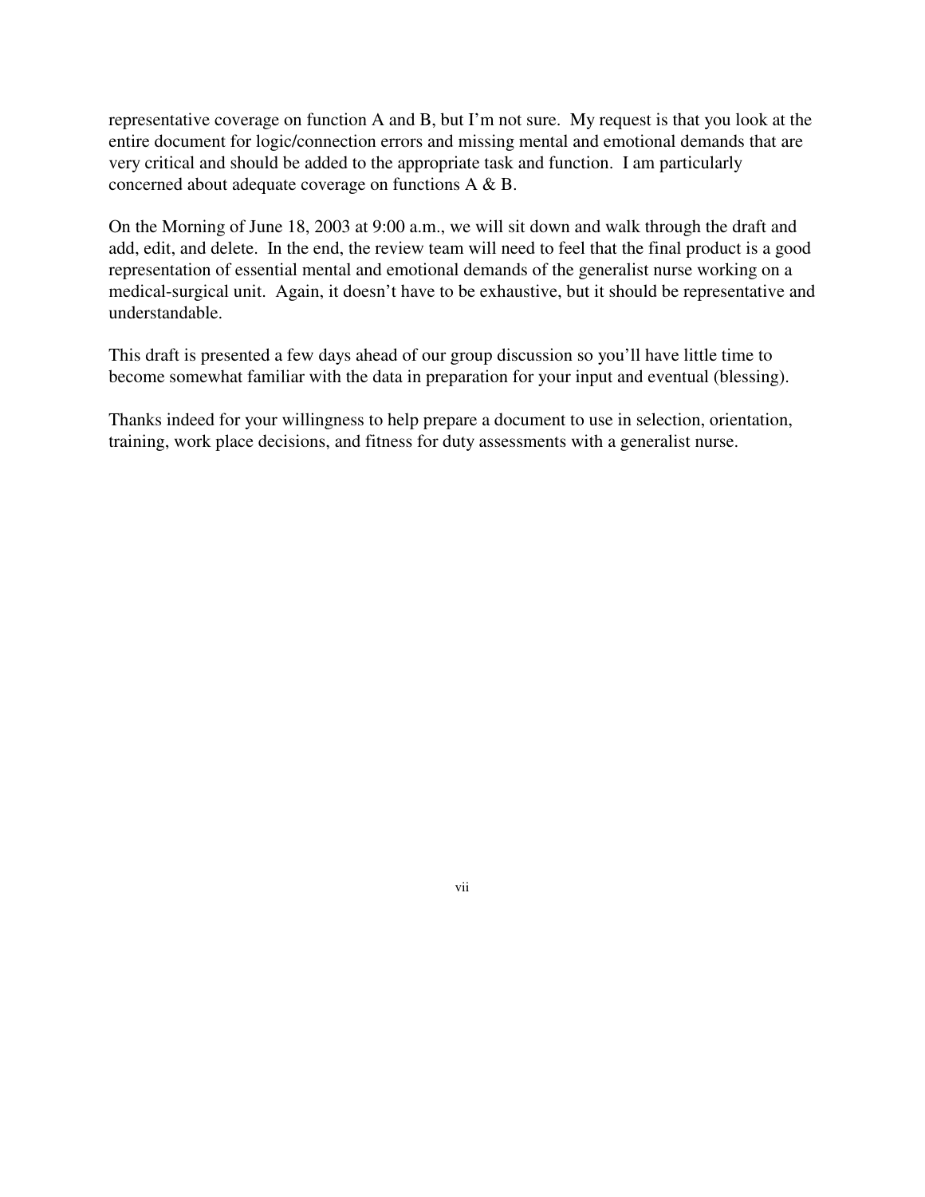representative coverage on function A and B, but I'm not sure. My request is that you look at the entire document for logic/connection errors and missing mental and emotional demands that are very critical and should be added to the appropriate task and function. I am particularly concerned about adequate coverage on functions A & B.

On the Morning of June 18, 2003 at 9:00 a.m., we will sit down and walk through the draft and add, edit, and delete. In the end, the review team will need to feel that the final product is a good representation of essential mental and emotional demands of the generalist nurse working on a medical-surgical unit. Again, it doesn't have to be exhaustive, but it should be representative and understandable.

This draft is presented a few days ahead of our group discussion so you'll have little time to become somewhat familiar with the data in preparation for your input and eventual (blessing).

Thanks indeed for your willingness to help prepare a document to use in selection, orientation, training, work place decisions, and fitness for duty assessments with a generalist nurse.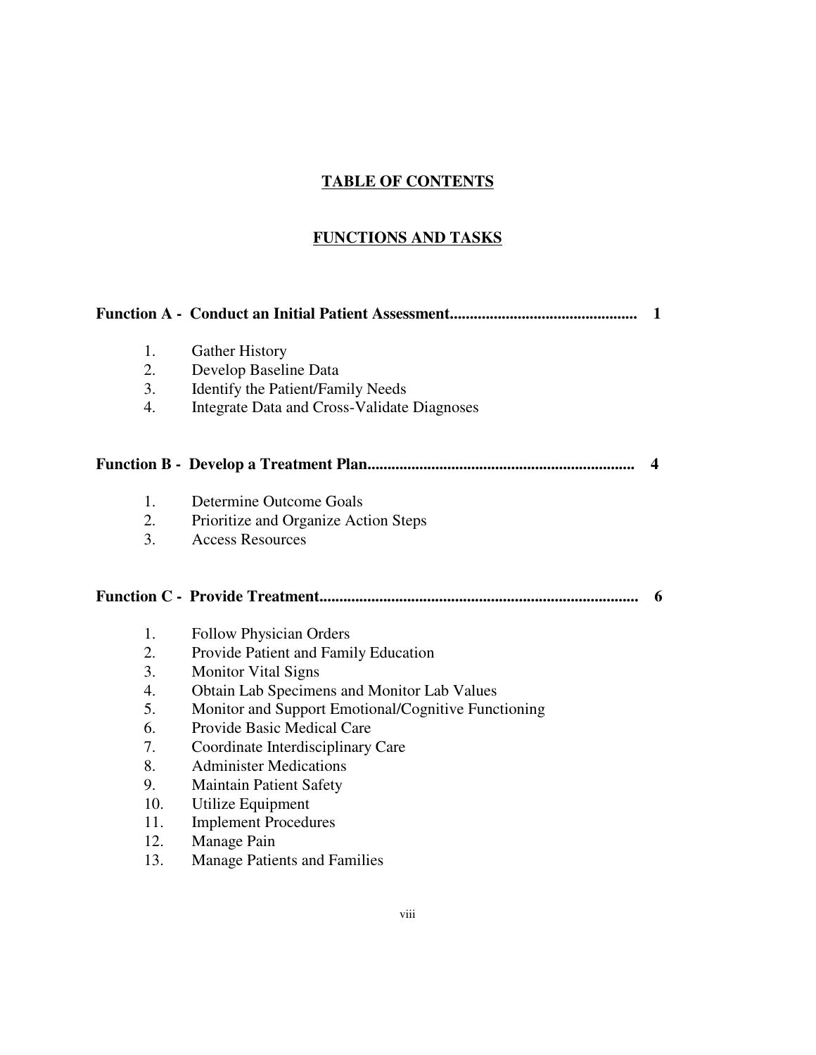# TABLE OF CONTENTS

## FUNCTIONS AND TASKS

**Function A - Conduct an Initial Patient Assessment.............................................. 1**

1. Gather History
2. Develop Baseline Data
3. Identify the Patient/Family Needs
4. Integrate Data and Cross-Validate Diagnoses

**Function B - Develop a Treatment Plan.................................................................. 4**

1. Determine Outcome Goals
2. Prioritize and Organize Action Steps
3. Access Resources

**Function C - Provide Treatment............................................................................... 6**

1. Follow Physician Orders
2. Provide Patient and Family Education
3. Monitor Vital Signs
4. Obtain Lab Specimens and Monitor Lab Values
5. Monitor and Support Emotional/Cognitive Functioning
6. Provide Basic Medical Care
7. Coordinate Interdisciplinary Care
8. Administer Medications
9. Maintain Patient Safety
10. Utilize Equipment
11. Implement Procedures
12. Manage Pain
13. Manage Patients and Families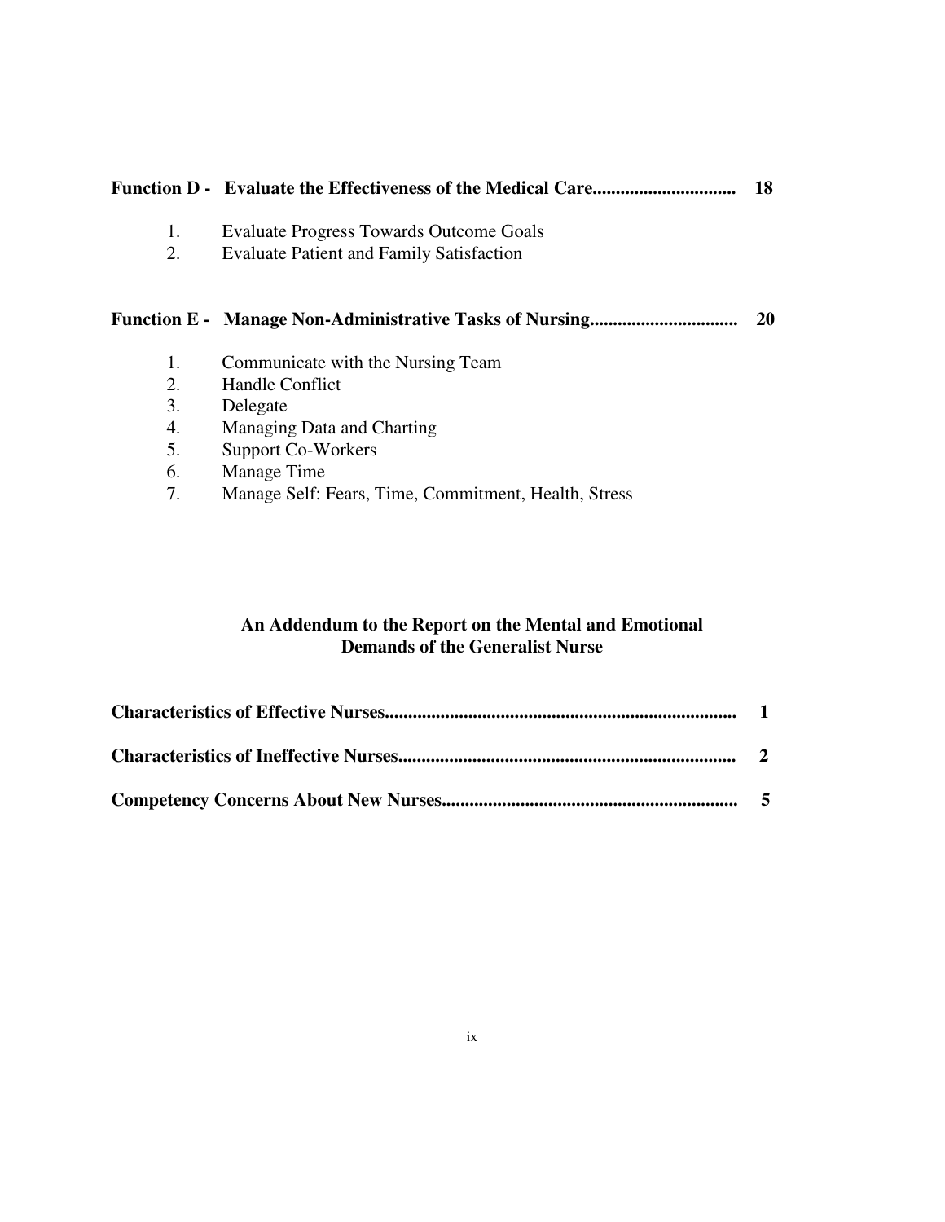**Function D - Evaluate the Effectiveness of the Medical Care.............................. 18**

1. Evaluate Progress Towards Outcome Goals
2. Evaluate Patient and Family Satisfaction

**Function E - Manage Non-Administrative Tasks of Nursing............................... 20**

1. Communicate with the Nursing Team
2. Handle Conflict
3. Delegate
4. Managing Data and Charting
5. Support Co-Workers
6. Manage Time
7. Manage Self: Fears, Time, Commitment, Health, Stress

## An Addendum to the Report on the Mental and Emotional Demands of the Generalist Nurse

**Characteristics of Effective Nurses........................................................................... 1**

**Characteristics of Ineffective Nurses........................................................................ 2**

**Competency Concerns About New Nurses.............................................................. 5**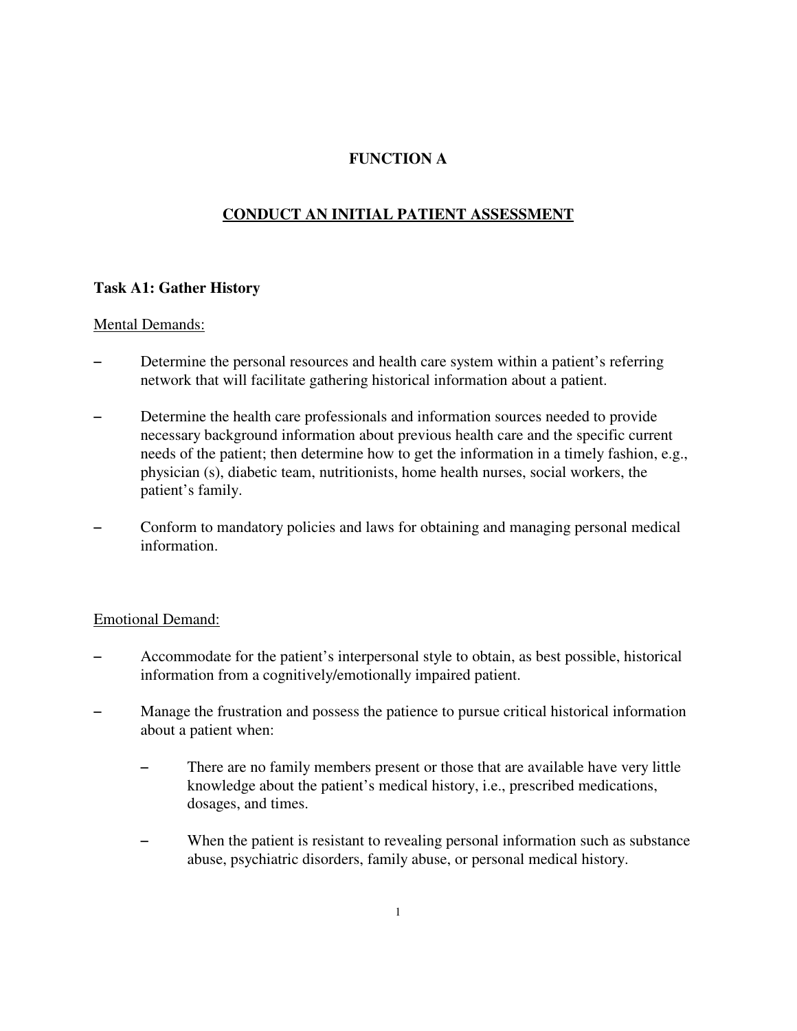# FUNCTION A

## CONDUCT AN INITIAL PATIENT ASSESSMENT

### Task A1: Gather History

Mental Demands:

- Determine the personal resources and health care system within a patient's referring network that will facilitate gathering historical information about a patient.
- Determine the health care professionals and information sources needed to provide necessary background information about previous health care and the specific current needs of the patient; then determine how to get the information in a timely fashion, e.g., physician (s), diabetic team, nutritionists, home health nurses, social workers, the patient's family.
- Conform to mandatory policies and laws for obtaining and managing personal medical information.

Emotional Demand:

- Accommodate for the patient's interpersonal style to obtain, as best possible, historical information from a cognitively/emotionally impaired patient.
- Manage the frustration and possess the patience to pursue critical historical information about a patient when:
  - There are no family members present or those that are available have very little knowledge about the patient's medical history, i.e., prescribed medications, dosages, and times.
  - When the patient is resistant to revealing personal information such as substance abuse, psychiatric disorders, family abuse, or personal medical history.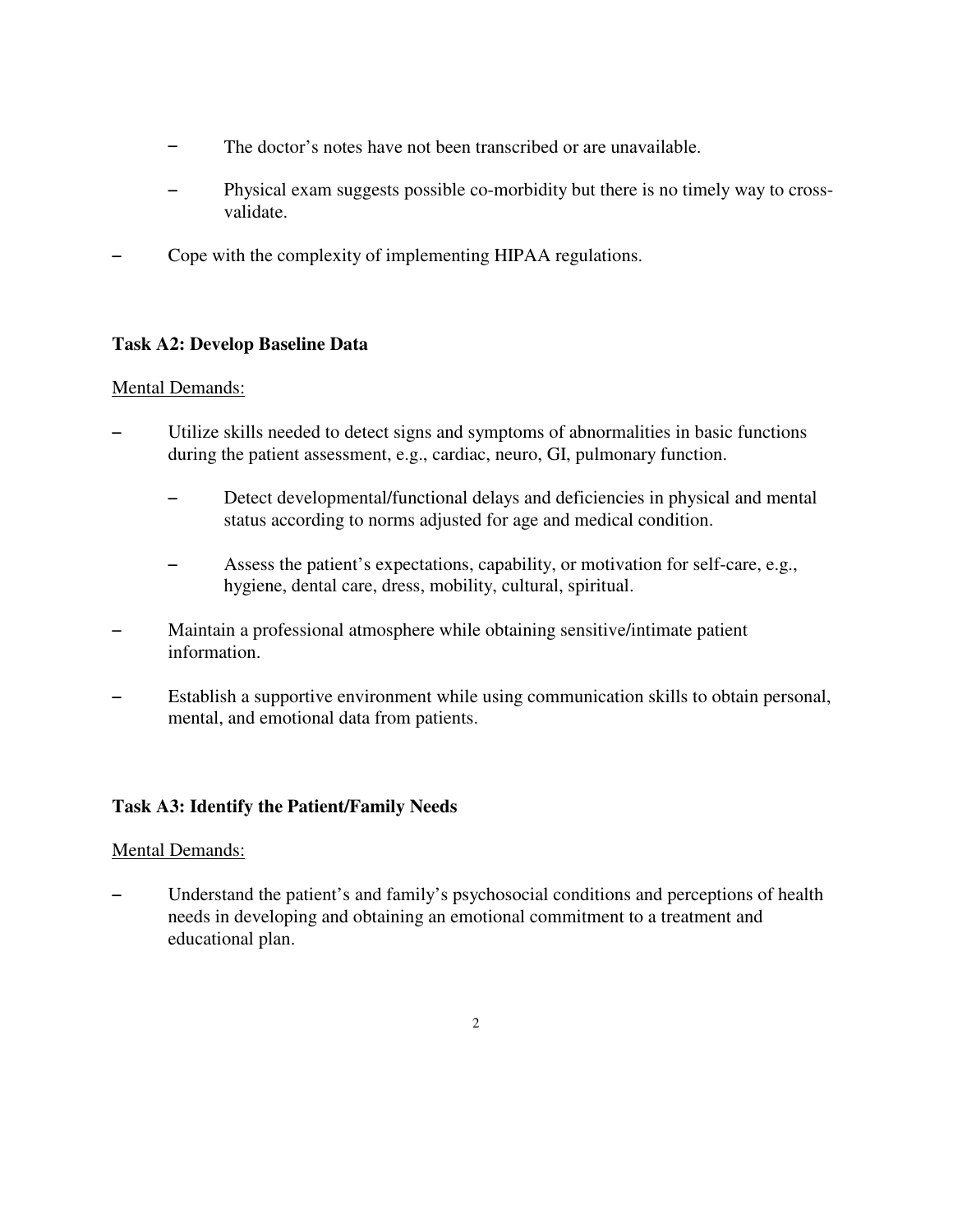- The doctor's notes have not been transcribed or are unavailable.
  - Physical exam suggests possible co-morbidity but there is no timely way to cross-validate.
- Cope with the complexity of implementing HIPAA regulations.

**Task A2: Develop Baseline Data**

Mental Demands:

- Utilize skills needed to detect signs and symptoms of abnormalities in basic functions during the patient assessment, e.g., cardiac, neuro, GI, pulmonary function.
  - Detect developmental/functional delays and deficiencies in physical and mental status according to norms adjusted for age and medical condition.
  - Assess the patient's expectations, capability, or motivation for self-care, e.g., hygiene, dental care, dress, mobility, cultural, spiritual.
- Maintain a professional atmosphere while obtaining sensitive/intimate patient information.
- Establish a supportive environment while using communication skills to obtain personal, mental, and emotional data from patients.

**Task A3: Identify the Patient/Family Needs**

Mental Demands:

- Understand the patient's and family's psychosocial conditions and perceptions of health needs in developing and obtaining an emotional commitment to a treatment and educational plan.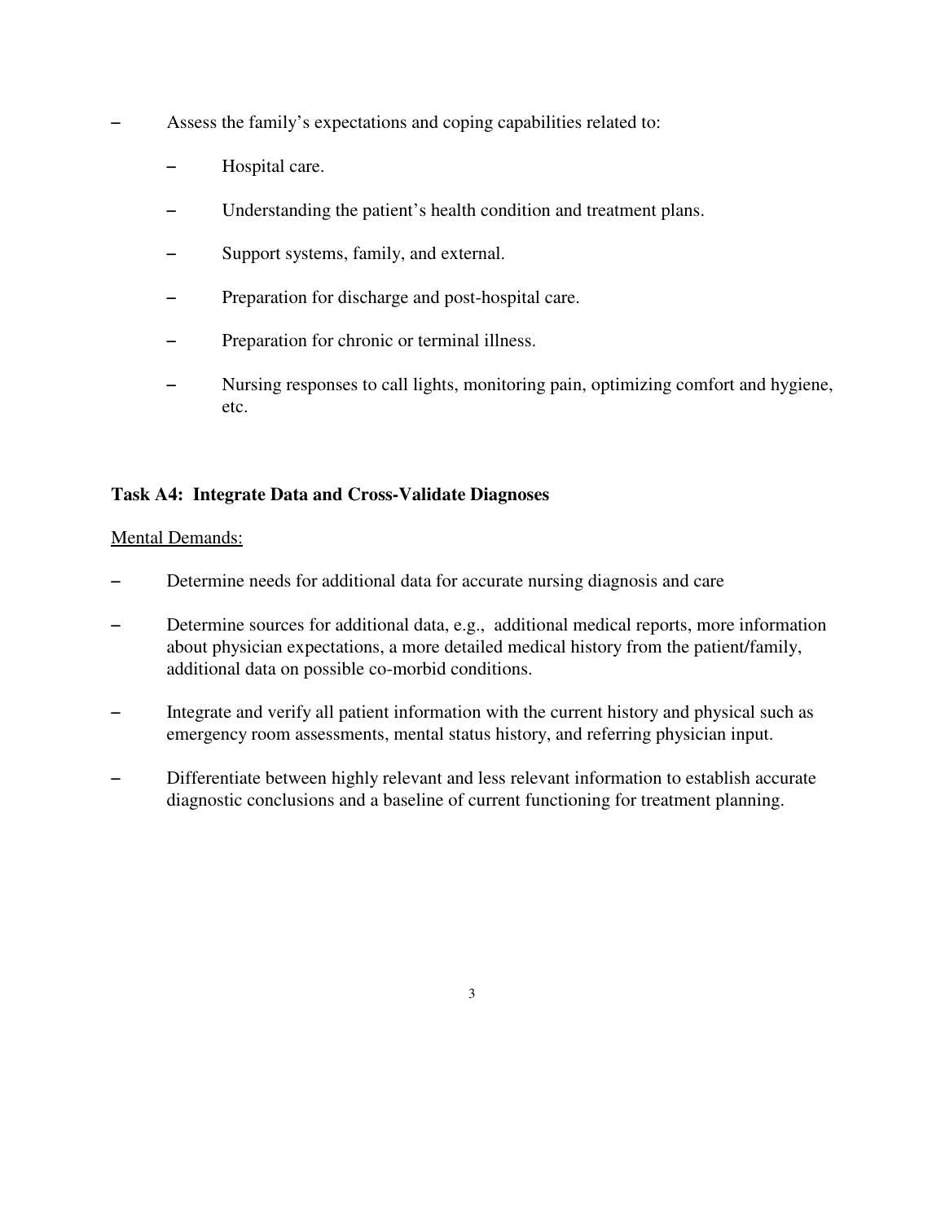- Assess the family's expectations and coping capabilities related to:
  - Hospital care.
  - Understanding the patient's health condition and treatment plans.
  - Support systems, family, and external.
  - Preparation for discharge and post-hospital care.
  - Preparation for chronic or terminal illness.
  - Nursing responses to call lights, monitoring pain, optimizing comfort and hygiene, etc.

### Task A4: Integrate Data and Cross-Validate Diagnoses

<u>Mental Demands:</u>

- Determine needs for additional data for accurate nursing diagnosis and care
- Determine sources for additional data, e.g., additional medical reports, more information about physician expectations, a more detailed medical history from the patient/family, additional data on possible co-morbid conditions.
- Integrate and verify all patient information with the current history and physical such as emergency room assessments, mental status history, and referring physician input.
- Differentiate between highly relevant and less relevant information to establish accurate diagnostic conclusions and a baseline of current functioning for treatment planning.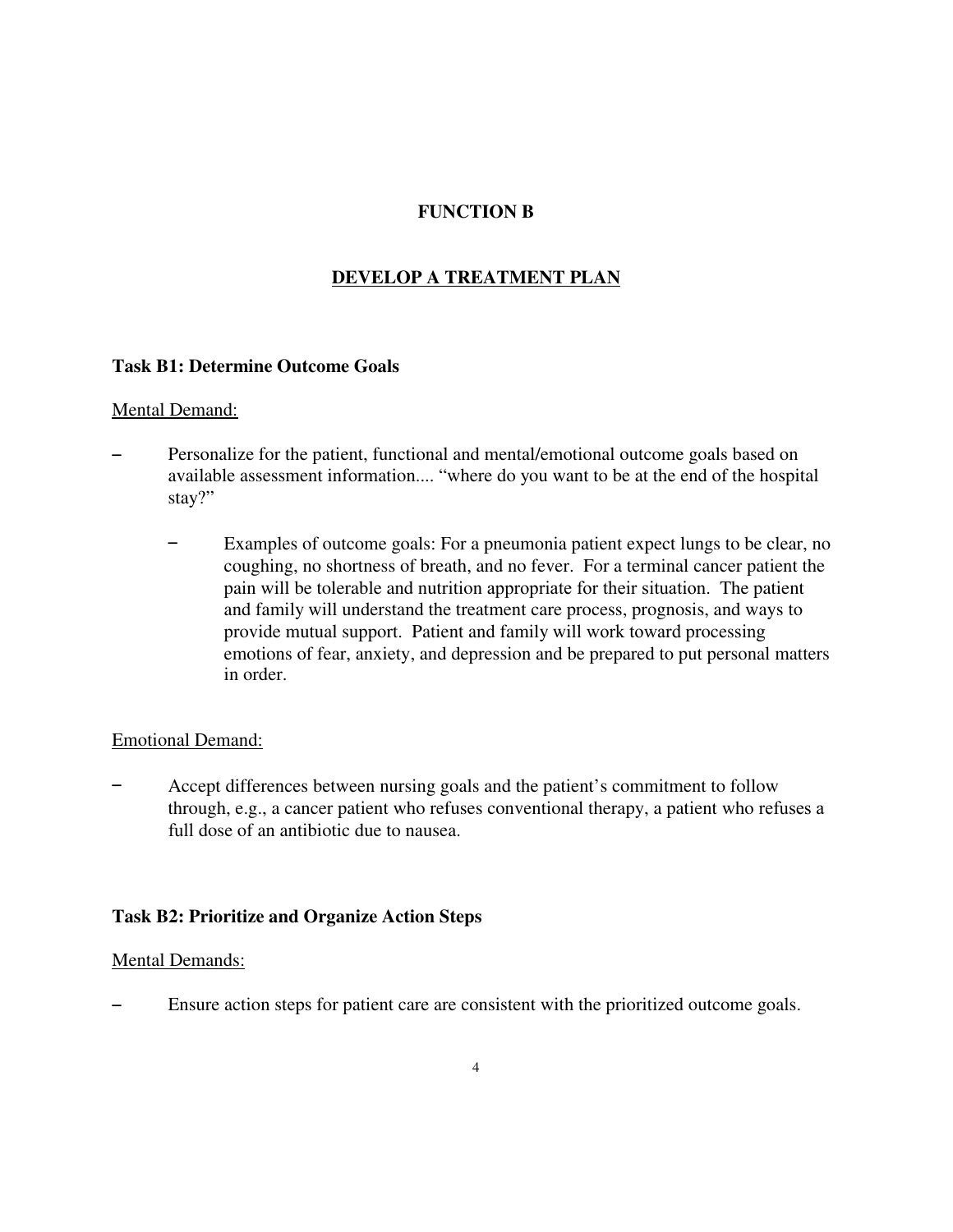# FUNCTION B

## DEVELOP A TREATMENT PLAN

### Task B1: Determine Outcome Goals

Mental Demand:

- Personalize for the patient, functional and mental/emotional outcome goals based on available assessment information.... "where do you want to be at the end of the hospital stay?"
  - Examples of outcome goals: For a pneumonia patient expect lungs to be clear, no coughing, no shortness of breath, and no fever. For a terminal cancer patient the pain will be tolerable and nutrition appropriate for their situation. The patient and family will understand the treatment care process, prognosis, and ways to provide mutual support. Patient and family will work toward processing emotions of fear, anxiety, and depression and be prepared to put personal matters in order.

Emotional Demand:

- Accept differences between nursing goals and the patient's commitment to follow through, e.g., a cancer patient who refuses conventional therapy, a patient who refuses a full dose of an antibiotic due to nausea.

### Task B2: Prioritize and Organize Action Steps

Mental Demands:

- Ensure action steps for patient care are consistent with the prioritized outcome goals.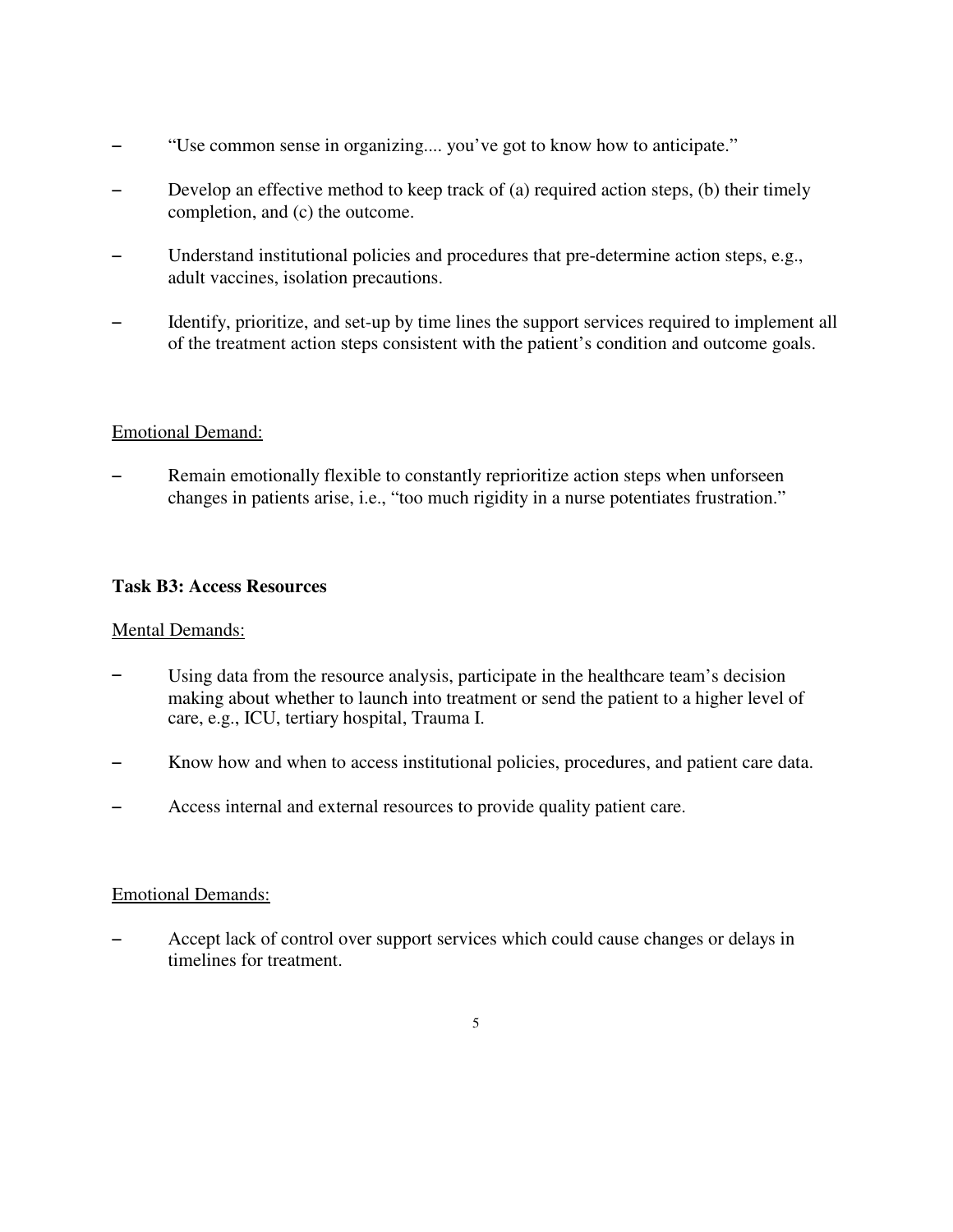- "Use common sense in organizing.... you've got to know how to anticipate."
- Develop an effective method to keep track of (a) required action steps, (b) their timely completion, and (c) the outcome.
- Understand institutional policies and procedures that pre-determine action steps, e.g., adult vaccines, isolation precautions.
- Identify, prioritize, and set-up by time lines the support services required to implement all of the treatment action steps consistent with the patient's condition and outcome goals.

<u>Emotional Demand:</u>

- Remain emotionally flexible to constantly reprioritize action steps when unforseen changes in patients arise, i.e., "too much rigidity in a nurse potentiates frustration."

**Task B3: Access Resources**

<u>Mental Demands:</u>

- Using data from the resource analysis, participate in the healthcare team's decision making about whether to launch into treatment or send the patient to a higher level of care, e.g., ICU, tertiary hospital, Trauma I.
- Know how and when to access institutional policies, procedures, and patient care data.
- Access internal and external resources to provide quality patient care.

<u>Emotional Demands:</u>

- Accept lack of control over support services which could cause changes or delays in timelines for treatment.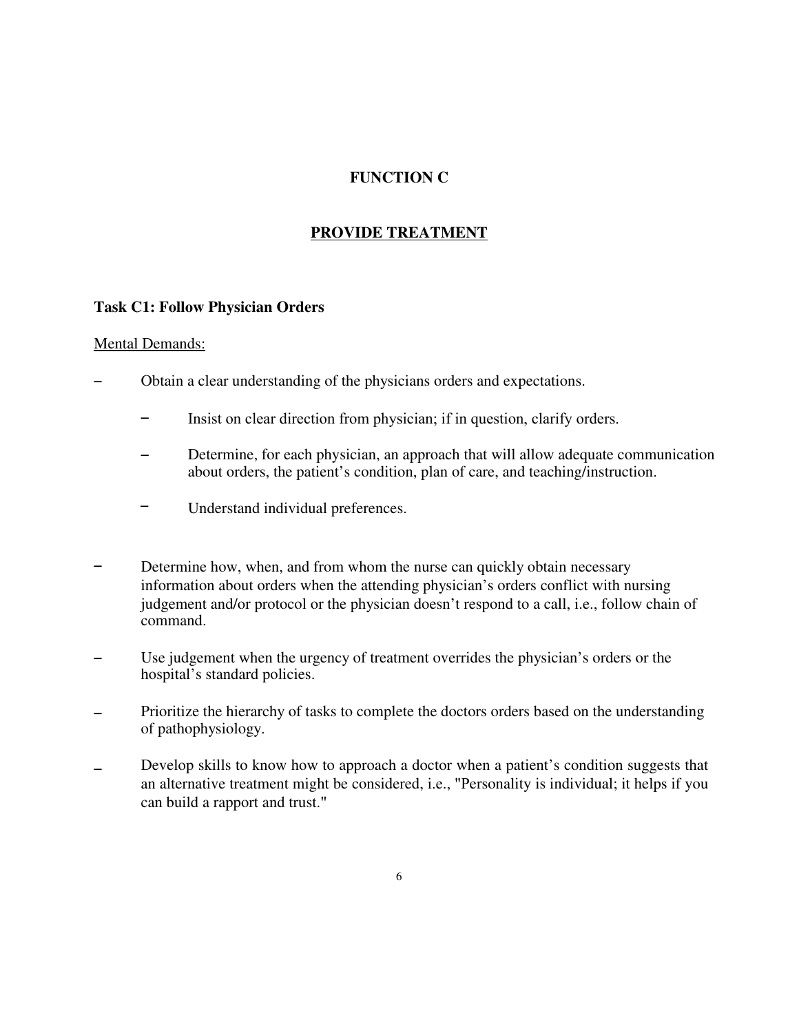# FUNCTION C

## PROVIDE TREATMENT

### Task C1: Follow Physician Orders

Mental Demands:

- Obtain a clear understanding of the physicians orders and expectations.
  - Insist on clear direction from physician; if in question, clarify orders.
  - Determine, for each physician, an approach that will allow adequate communication about orders, the patient's condition, plan of care, and teaching/instruction.
  - Understand individual preferences.
- Determine how, when, and from whom the nurse can quickly obtain necessary information about orders when the attending physician's orders conflict with nursing judgement and/or protocol or the physician doesn't respond to a call, i.e., follow chain of command.
- Use judgement when the urgency of treatment overrides the physician's orders or the hospital's standard policies.
- Prioritize the hierarchy of tasks to complete the doctors orders based on the understanding of pathophysiology.
- Develop skills to know how to approach a doctor when a patient's condition suggests that an alternative treatment might be considered, i.e., "Personality is individual; it helps if you can build a rapport and trust."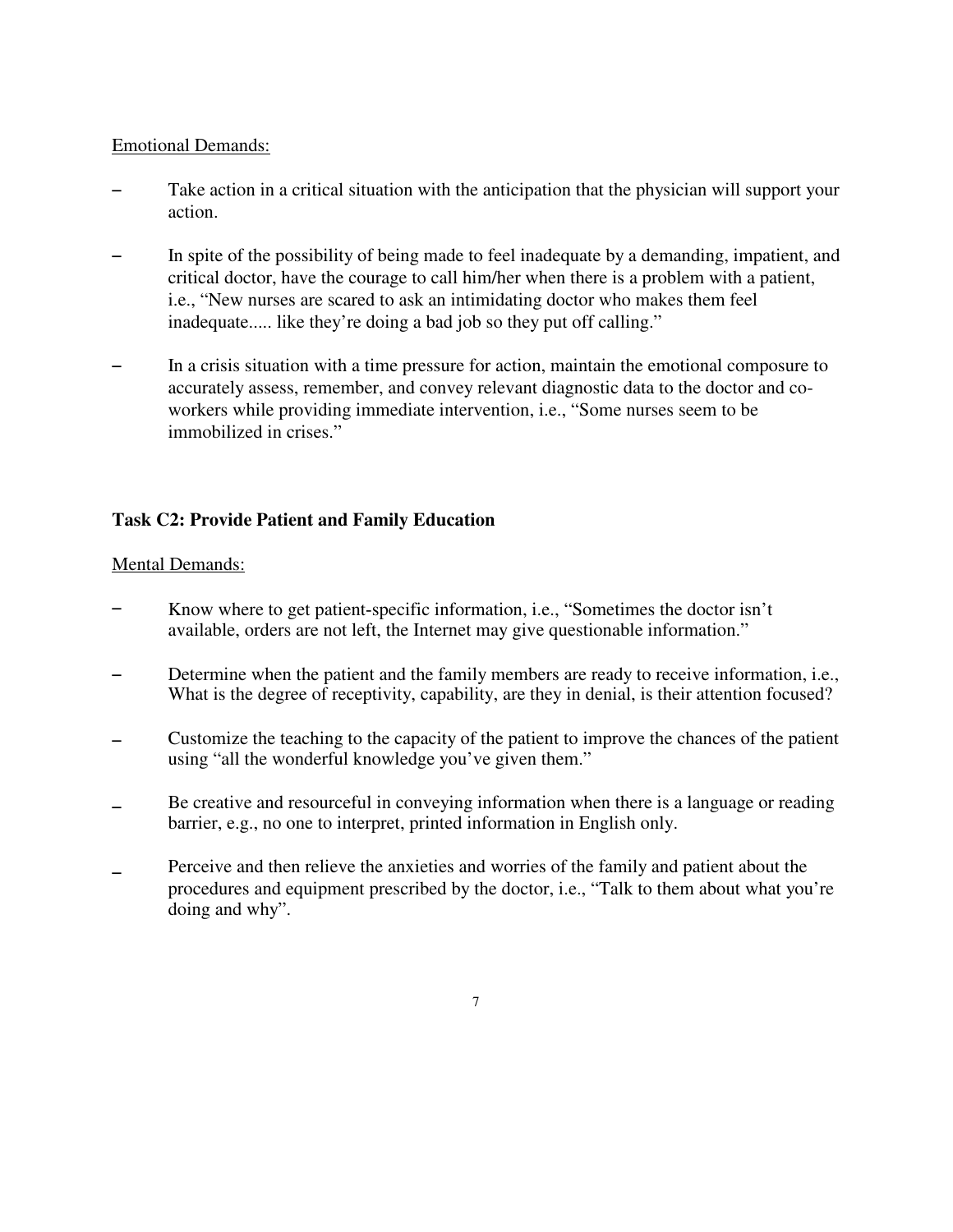Emotional Demands:

- Take action in a critical situation with the anticipation that the physician will support your action.
- In spite of the possibility of being made to feel inadequate by a demanding, impatient, and critical doctor, have the courage to call him/her when there is a problem with a patient, i.e., "New nurses are scared to ask an intimidating doctor who makes them feel inadequate..... like they're doing a bad job so they put off calling."
- In a crisis situation with a time pressure for action, maintain the emotional composure to accurately assess, remember, and convey relevant diagnostic data to the doctor and co-workers while providing immediate intervention, i.e., "Some nurses seem to be immobilized in crises."

**Task C2: Provide Patient and Family Education**

Mental Demands:

- Know where to get patient-specific information, i.e., "Sometimes the doctor isn't available, orders are not left, the Internet may give questionable information."
- Determine when the patient and the family members are ready to receive information, i.e., What is the degree of receptivity, capability, are they in denial, is their attention focused?
- Customize the teaching to the capacity of the patient to improve the chances of the patient using "all the wonderful knowledge you've given them."
- Be creative and resourceful in conveying information when there is a language or reading barrier, e.g., no one to interpret, printed information in English only.
- Perceive and then relieve the anxieties and worries of the family and patient about the procedures and equipment prescribed by the doctor, i.e., "Talk to them about what you're doing and why".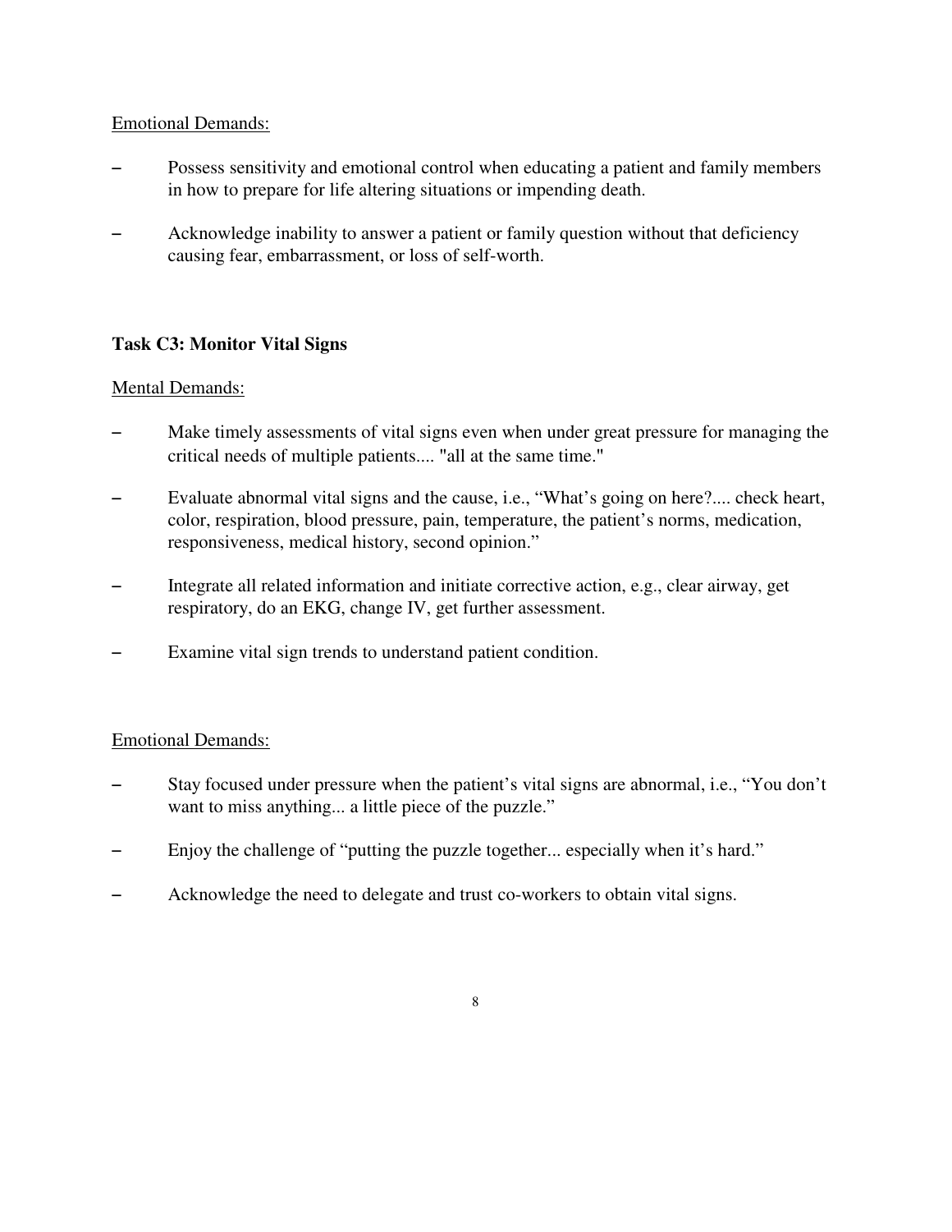Emotional Demands:

- Possess sensitivity and emotional control when educating a patient and family members in how to prepare for life altering situations or impending death.
- Acknowledge inability to answer a patient or family question without that deficiency causing fear, embarrassment, or loss of self-worth.

**Task C3: Monitor Vital Signs**

Mental Demands:

- Make timely assessments of vital signs even when under great pressure for managing the critical needs of multiple patients.... "all at the same time."
- Evaluate abnormal vital signs and the cause, i.e., "What's going on here?.... check heart, color, respiration, blood pressure, pain, temperature, the patient's norms, medication, responsiveness, medical history, second opinion."
- Integrate all related information and initiate corrective action, e.g., clear airway, get respiratory, do an EKG, change IV, get further assessment.
- Examine vital sign trends to understand patient condition.

Emotional Demands:

- Stay focused under pressure when the patient's vital signs are abnormal, i.e., "You don't want to miss anything... a little piece of the puzzle."
- Enjoy the challenge of "putting the puzzle together... especially when it's hard."
- Acknowledge the need to delegate and trust co-workers to obtain vital signs.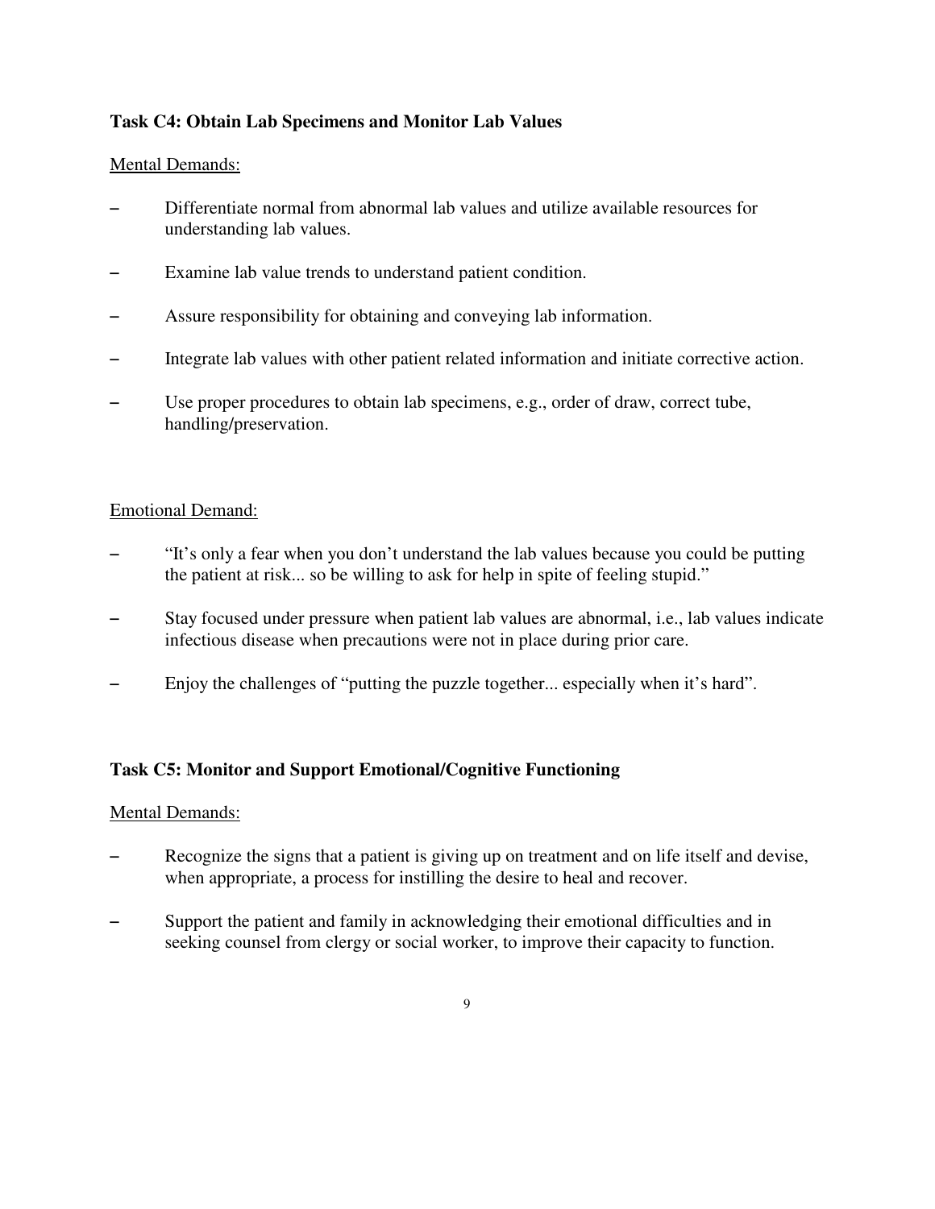### Task C4: Obtain Lab Specimens and Monitor Lab Values

Mental Demands:

- Differentiate normal from abnormal lab values and utilize available resources for understanding lab values.
- Examine lab value trends to understand patient condition.
- Assure responsibility for obtaining and conveying lab information.
- Integrate lab values with other patient related information and initiate corrective action.
- Use proper procedures to obtain lab specimens, e.g., order of draw, correct tube, handling/preservation.

Emotional Demand:

- "It's only a fear when you don't understand the lab values because you could be putting the patient at risk... so be willing to ask for help in spite of feeling stupid."
- Stay focused under pressure when patient lab values are abnormal, i.e., lab values indicate infectious disease when precautions were not in place during prior care.
- Enjoy the challenges of "putting the puzzle together... especially when it's hard".

### Task C5: Monitor and Support Emotional/Cognitive Functioning

Mental Demands:

- Recognize the signs that a patient is giving up on treatment and on life itself and devise, when appropriate, a process for instilling the desire to heal and recover.
- Support the patient and family in acknowledging their emotional difficulties and in seeking counsel from clergy or social worker, to improve their capacity to function.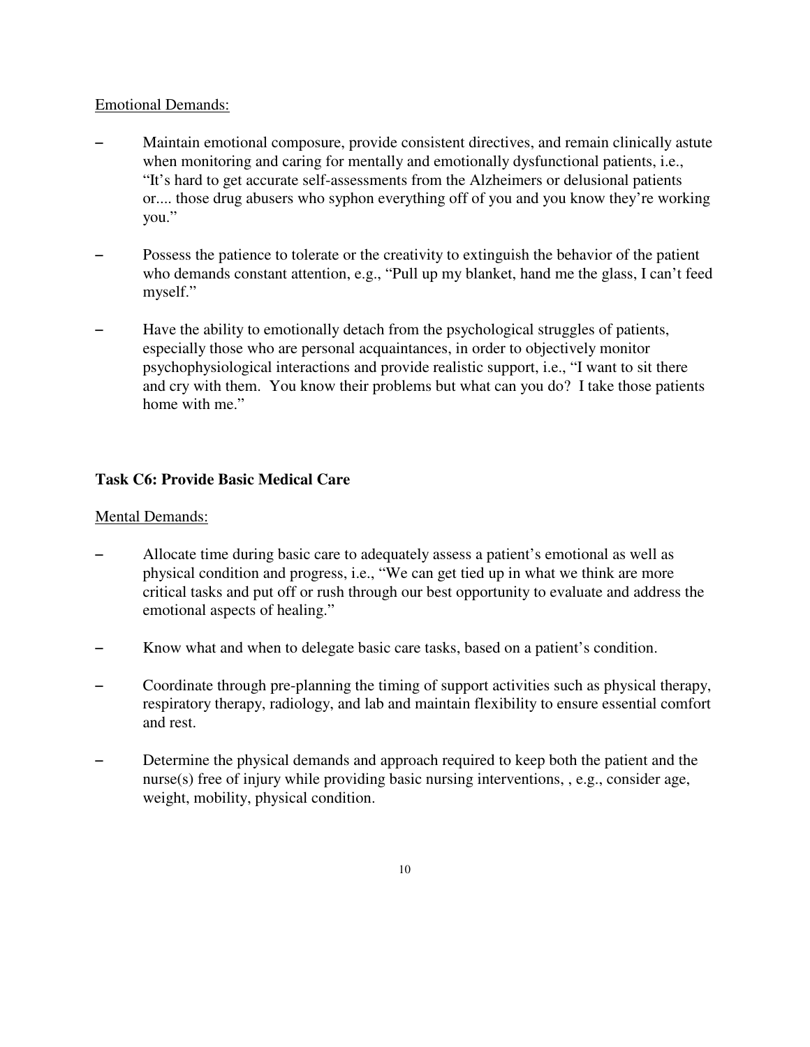Emotional Demands:

- Maintain emotional composure, provide consistent directives, and remain clinically astute when monitoring and caring for mentally and emotionally dysfunctional patients, i.e., "It's hard to get accurate self-assessments from the Alzheimers or delusional patients or.... those drug abusers who syphon everything off of you and you know they're working you."

- Possess the patience to tolerate or the creativity to extinguish the behavior of the patient who demands constant attention, e.g., "Pull up my blanket, hand me the glass, I can't feed myself."

- Have the ability to emotionally detach from the psychological struggles of patients, especially those who are personal acquaintances, in order to objectively monitor psychophysiological interactions and provide realistic support, i.e., "I want to sit there and cry with them. You know their problems but what can you do? I take those patients home with me."

**Task C6: Provide Basic Medical Care**

Mental Demands:

- Allocate time during basic care to adequately assess a patient's emotional as well as physical condition and progress, i.e., "We can get tied up in what we think are more critical tasks and put off or rush through our best opportunity to evaluate and address the emotional aspects of healing."

- Know what and when to delegate basic care tasks, based on a patient's condition.

- Coordinate through pre-planning the timing of support activities such as physical therapy, respiratory therapy, radiology, and lab and maintain flexibility to ensure essential comfort and rest.

- Determine the physical demands and approach required to keep both the patient and the nurse(s) free of injury while providing basic nursing interventions, , e.g., consider age, weight, mobility, physical condition.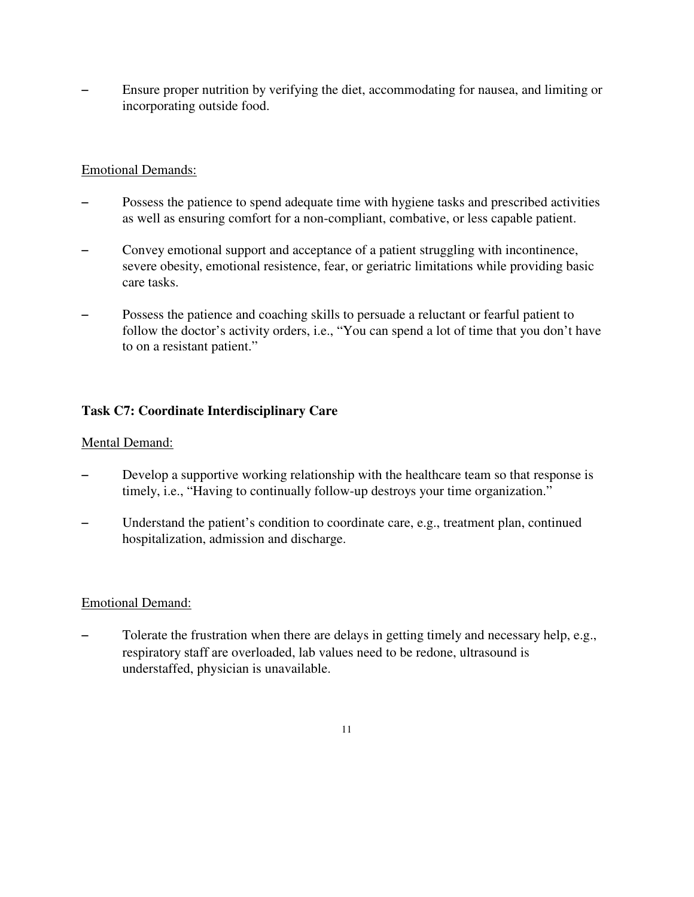- Ensure proper nutrition by verifying the diet, accommodating for nausea, and limiting or incorporating outside food.

<u>Emotional Demands:</u>

- Possess the patience to spend adequate time with hygiene tasks and prescribed activities as well as ensuring comfort for a non-compliant, combative, or less capable patient.
- Convey emotional support and acceptance of a patient struggling with incontinence, severe obesity, emotional resistence, fear, or geriatric limitations while providing basic care tasks.
- Possess the patience and coaching skills to persuade a reluctant or fearful patient to follow the doctor's activity orders, i.e., "You can spend a lot of time that you don't have to on a resistant patient."

### Task C7: Coordinate Interdisciplinary Care

<u>Mental Demand:</u>

- Develop a supportive working relationship with the healthcare team so that response is timely, i.e., "Having to continually follow-up destroys your time organization."
- Understand the patient's condition to coordinate care, e.g., treatment plan, continued hospitalization, admission and discharge.

<u>Emotional Demand:</u>

- Tolerate the frustration when there are delays in getting timely and necessary help, e.g., respiratory staff are overloaded, lab values need to be redone, ultrasound is understaffed, physician is unavailable.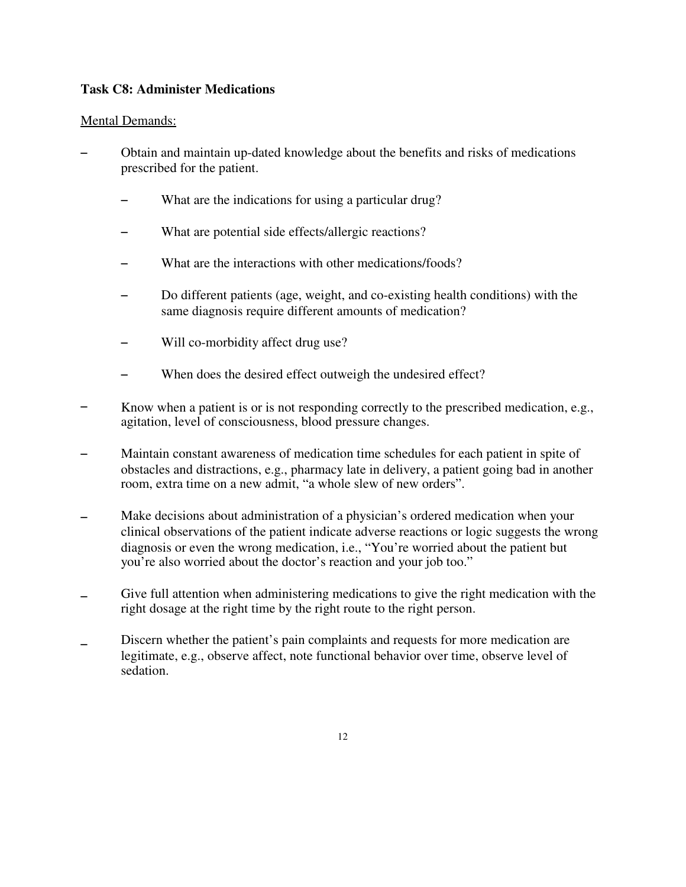### Task C8: Administer Medications

Mental Demands:

- Obtain and maintain up-dated knowledge about the benefits and risks of medications prescribed for the patient.
  - What are the indications for using a particular drug?
  - What are potential side effects/allergic reactions?
  - What are the interactions with other medications/foods?
  - Do different patients (age, weight, and co-existing health conditions) with the same diagnosis require different amounts of medication?
  - Will co-morbidity affect drug use?
  - When does the desired effect outweigh the undesired effect?
- Know when a patient is or is not responding correctly to the prescribed medication, e.g., agitation, level of consciousness, blood pressure changes.
- Maintain constant awareness of medication time schedules for each patient in spite of obstacles and distractions, e.g., pharmacy late in delivery, a patient going bad in another room, extra time on a new admit, "a whole slew of new orders".
- Make decisions about administration of a physician's ordered medication when your clinical observations of the patient indicate adverse reactions or logic suggests the wrong diagnosis or even the wrong medication, i.e., "You're worried about the patient but you're also worried about the doctor's reaction and your job too."
- Give full attention when administering medications to give the right medication with the right dosage at the right time by the right route to the right person.
- Discern whether the patient's pain complaints and requests for more medication are legitimate, e.g., observe affect, note functional behavior over time, observe level of sedation.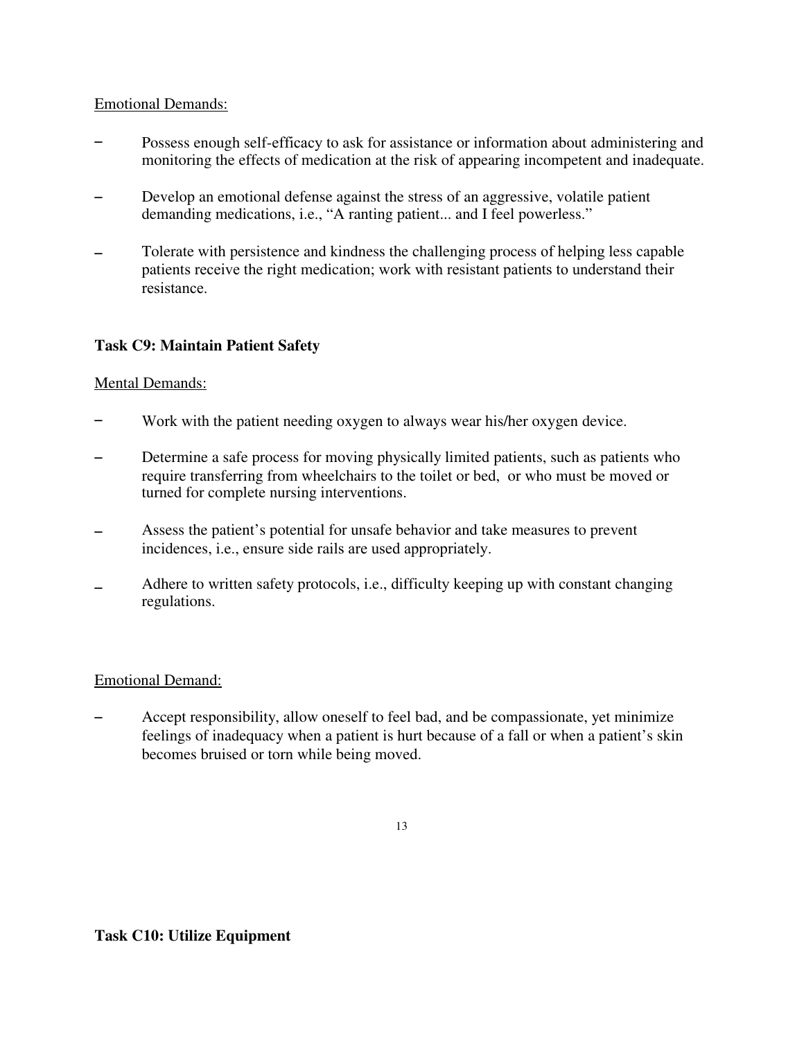Emotional Demands:

- Possess enough self-efficacy to ask for assistance or information about administering and monitoring the effects of medication at the risk of appearing incompetent and inadequate.
- Develop an emotional defense against the stress of an aggressive, volatile patient demanding medications, i.e., "A ranting patient... and I feel powerless."
- Tolerate with persistence and kindness the challenging process of helping less capable patients receive the right medication; work with resistant patients to understand their resistance.

**Task C9: Maintain Patient Safety**

Mental Demands:

- Work with the patient needing oxygen to always wear his/her oxygen device.
- Determine a safe process for moving physically limited patients, such as patients who require transferring from wheelchairs to the toilet or bed, or who must be moved or turned for complete nursing interventions.
- Assess the patient's potential for unsafe behavior and take measures to prevent incidences, i.e., ensure side rails are used appropriately.
- Adhere to written safety protocols, i.e., difficulty keeping up with constant changing regulations.

Emotional Demand:

- Accept responsibility, allow oneself to feel bad, and be compassionate, yet minimize feelings of inadequacy when a patient is hurt because of a fall or when a patient's skin becomes bruised or torn while being moved.

**Task C10: Utilize Equipment**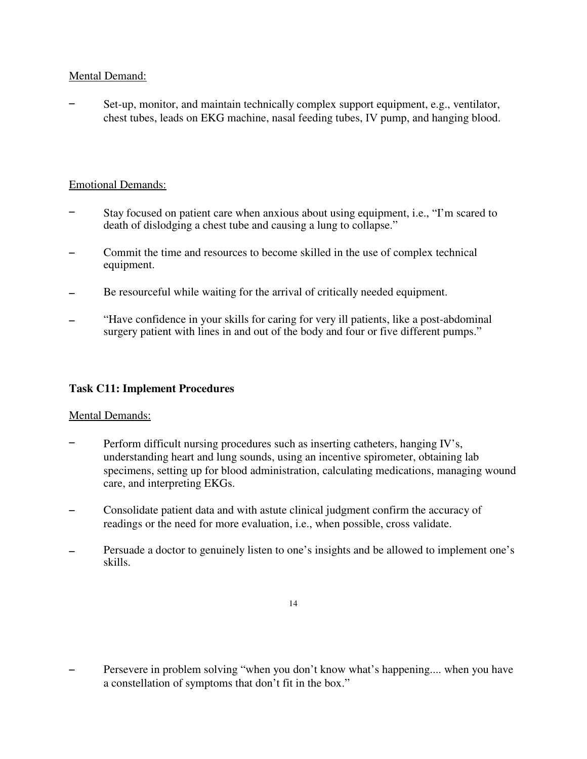Mental Demand:

- Set-up, monitor, and maintain technically complex support equipment, e.g., ventilator, chest tubes, leads on EKG machine, nasal feeding tubes, IV pump, and hanging blood.

Emotional Demands:

- Stay focused on patient care when anxious about using equipment, i.e., "I'm scared to death of dislodging a chest tube and causing a lung to collapse."
- Commit the time and resources to become skilled in the use of complex technical equipment.
- Be resourceful while waiting for the arrival of critically needed equipment.
- "Have confidence in your skills for caring for very ill patients, like a post-abdominal surgery patient with lines in and out of the body and four or five different pumps."

**Task C11: Implement Procedures**

Mental Demands:

- Perform difficult nursing procedures such as inserting catheters, hanging IV's, understanding heart and lung sounds, using an incentive spirometer, obtaining lab specimens, setting up for blood administration, calculating medications, managing wound care, and interpreting EKGs.
- Consolidate patient data and with astute clinical judgment confirm the accuracy of readings or the need for more evaluation, i.e., when possible, cross validate.
- Persuade a doctor to genuinely listen to one's insights and be allowed to implement one's skills.
- Persevere in problem solving "when you don't know what's happening.... when you have a constellation of symptoms that don't fit in the box."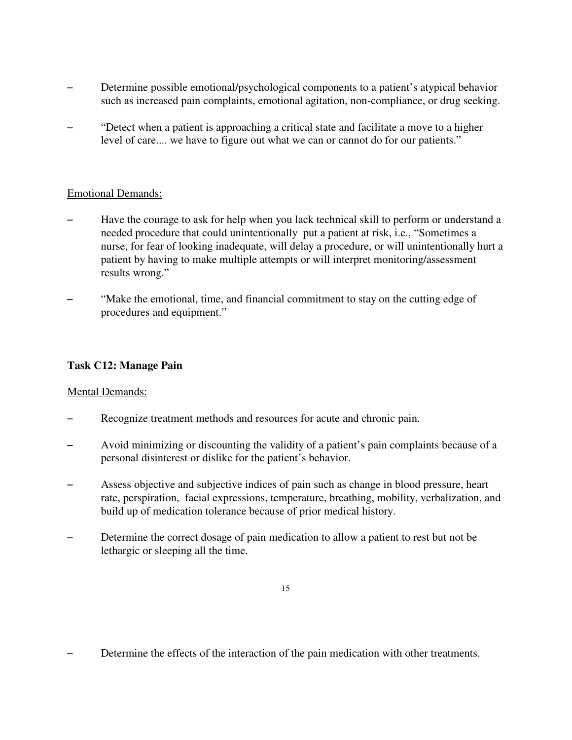- Determine possible emotional/psychological components to a patient's atypical behavior such as increased pain complaints, emotional agitation, non-compliance, or drug seeking.

- "Detect when a patient is approaching a critical state and facilitate a move to a higher level of care.... we have to figure out what we can or cannot do for our patients."

Emotional Demands:

- Have the courage to ask for help when you lack technical skill to perform or understand a needed procedure that could unintentionally put a patient at risk, i.e., "Sometimes a nurse, for fear of looking inadequate, will delay a procedure, or will unintentionally hurt a patient by having to make multiple attempts or will interpret monitoring/assessment results wrong."

- "Make the emotional, time, and financial commitment to stay on the cutting edge of procedures and equipment."

**Task C12: Manage Pain**

Mental Demands:

- Recognize treatment methods and resources for acute and chronic pain.

- Avoid minimizing or discounting the validity of a patient's pain complaints because of a personal disinterest or dislike for the patient's behavior.

- Assess objective and subjective indices of pain such as change in blood pressure, heart rate, perspiration, facial expressions, temperature, breathing, mobility, verbalization, and build up of medication tolerance because of prior medical history.

- Determine the correct dosage of pain medication to allow a patient to rest but not be lethargic or sleeping all the time.

- Determine the effects of the interaction of the pain medication with other treatments.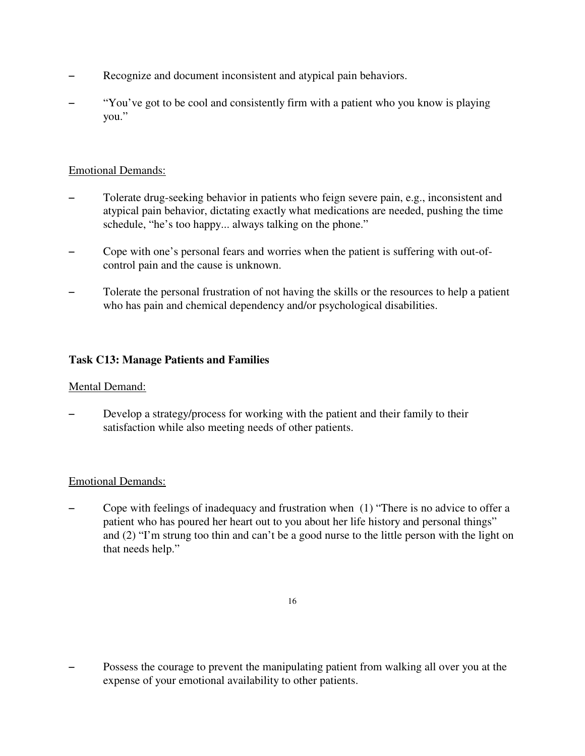- Recognize and document inconsistent and atypical pain behaviors.
- "You've got to be cool and consistently firm with a patient who you know is playing you."

Emotional Demands:

- Tolerate drug-seeking behavior in patients who feign severe pain, e.g., inconsistent and atypical pain behavior, dictating exactly what medications are needed, pushing the time schedule, "he's too happy... always talking on the phone."
- Cope with one's personal fears and worries when the patient is suffering with out-of-control pain and the cause is unknown.
- Tolerate the personal frustration of not having the skills or the resources to help a patient who has pain and chemical dependency and/or psychological disabilities.

**Task C13: Manage Patients and Families**

Mental Demand:

- Develop a strategy/process for working with the patient and their family to their satisfaction while also meeting needs of other patients.

Emotional Demands:

- Cope with feelings of inadequacy and frustration when (1) "There is no advice to offer a patient who has poured her heart out to you about her life history and personal things" and (2) "I'm strung too thin and can't be a good nurse to the little person with the light on that needs help."
- Possess the courage to prevent the manipulating patient from walking all over you at the expense of your emotional availability to other patients.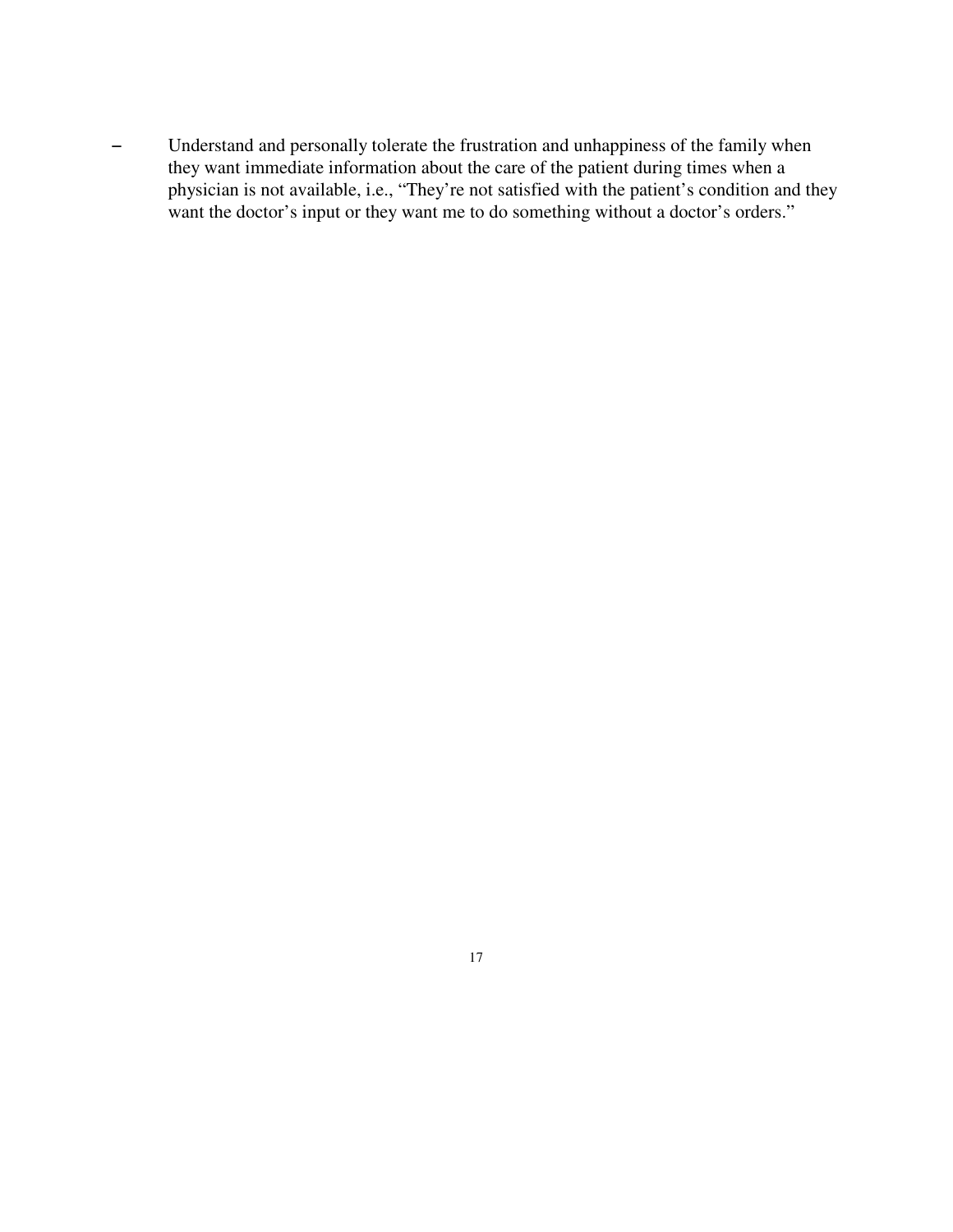- Understand and personally tolerate the frustration and unhappiness of the family when they want immediate information about the care of the patient during times when a physician is not available, i.e., "They're not satisfied with the patient's condition and they want the doctor's input or they want me to do something without a doctor's orders."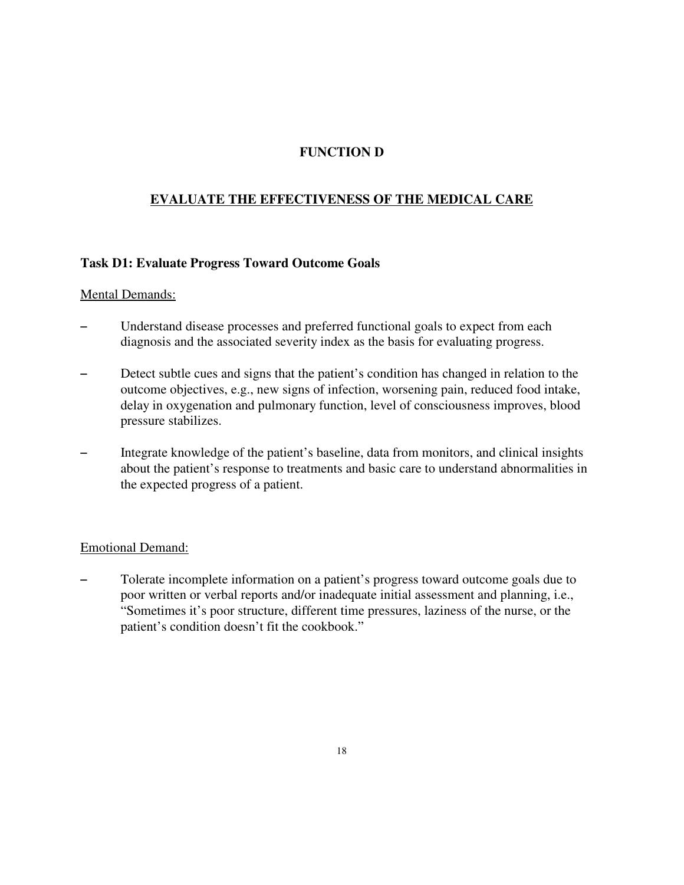# FUNCTION D

## EVALUATE THE EFFECTIVENESS OF THE MEDICAL CARE

### Task D1: Evaluate Progress Toward Outcome Goals

Mental Demands:

- Understand disease processes and preferred functional goals to expect from each diagnosis and the associated severity index as the basis for evaluating progress.
- Detect subtle cues and signs that the patient's condition has changed in relation to the outcome objectives, e.g., new signs of infection, worsening pain, reduced food intake, delay in oxygenation and pulmonary function, level of consciousness improves, blood pressure stabilizes.
- Integrate knowledge of the patient's baseline, data from monitors, and clinical insights about the patient's response to treatments and basic care to understand abnormalities in the expected progress of a patient.

Emotional Demand:

- Tolerate incomplete information on a patient's progress toward outcome goals due to poor written or verbal reports and/or inadequate initial assessment and planning, i.e., "Sometimes it's poor structure, different time pressures, laziness of the nurse, or the patient's condition doesn't fit the cookbook."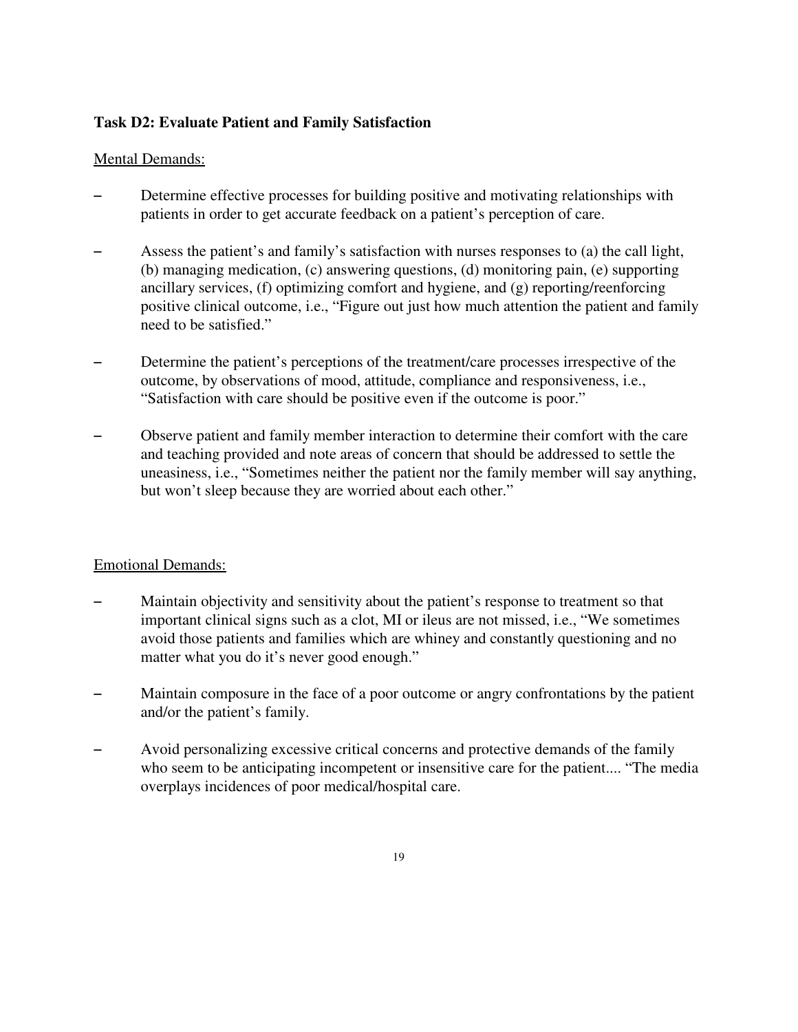**Task D2: Evaluate Patient and Family Satisfaction**

<u>Mental Demands:</u>

– Determine effective processes for building positive and motivating relationships with patients in order to get accurate feedback on a patient's perception of care.

– Assess the patient's and family's satisfaction with nurses responses to (a) the call light, (b) managing medication, (c) answering questions, (d) monitoring pain, (e) supporting ancillary services, (f) optimizing comfort and hygiene, and (g) reporting/reenforcing positive clinical outcome, i.e., "Figure out just how much attention the patient and family need to be satisfied."

– Determine the patient's perceptions of the treatment/care processes irrespective of the outcome, by observations of mood, attitude, compliance and responsiveness, i.e., "Satisfaction with care should be positive even if the outcome is poor."

– Observe patient and family member interaction to determine their comfort with the care and teaching provided and note areas of concern that should be addressed to settle the uneasiness, i.e., "Sometimes neither the patient nor the family member will say anything, but won't sleep because they are worried about each other."

<u>Emotional Demands:</u>

– Maintain objectivity and sensitivity about the patient's response to treatment so that important clinical signs such as a clot, MI or ileus are not missed, i.e., "We sometimes avoid those patients and families which are whiney and constantly questioning and no matter what you do it's never good enough."

– Maintain composure in the face of a poor outcome or angry confrontations by the patient and/or the patient's family.

– Avoid personalizing excessive critical concerns and protective demands of the family who seem to be anticipating incompetent or insensitive care for the patient.... "The media overplays incidences of poor medical/hospital care.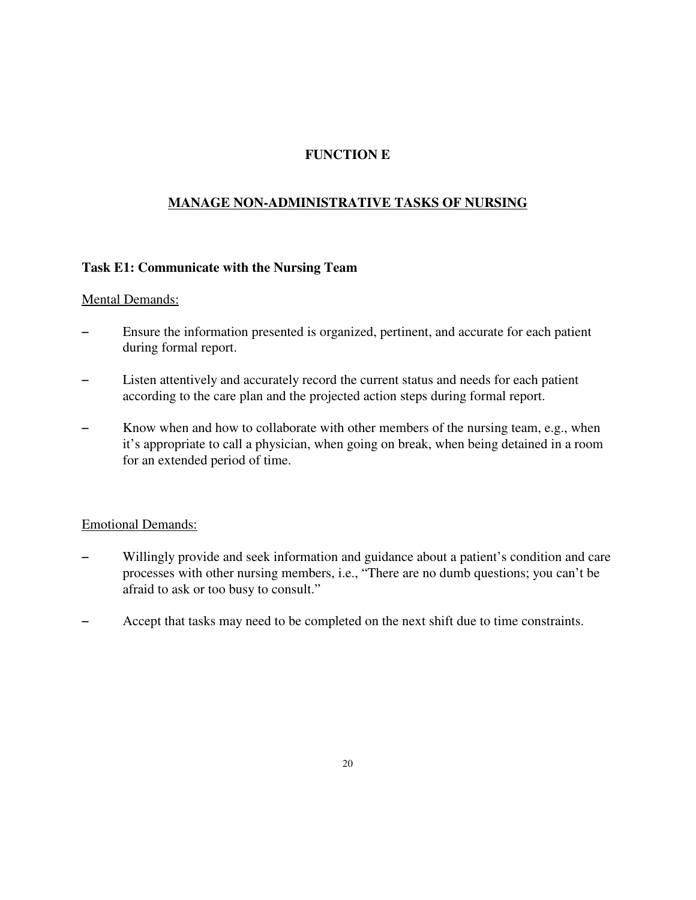# FUNCTION E

## MANAGE NON-ADMINISTRATIVE TASKS OF NURSING

### Task E1: Communicate with the Nursing Team

Mental Demands:

- Ensure the information presented is organized, pertinent, and accurate for each patient during formal report.
- Listen attentively and accurately record the current status and needs for each patient according to the care plan and the projected action steps during formal report.
- Know when and how to collaborate with other members of the nursing team, e.g., when it's appropriate to call a physician, when going on break, when being detained in a room for an extended period of time.

Emotional Demands:

- Willingly provide and seek information and guidance about a patient's condition and care processes with other nursing members, i.e., "There are no dumb questions; you can't be afraid to ask or too busy to consult."
- Accept that tasks may need to be completed on the next shift due to time constraints.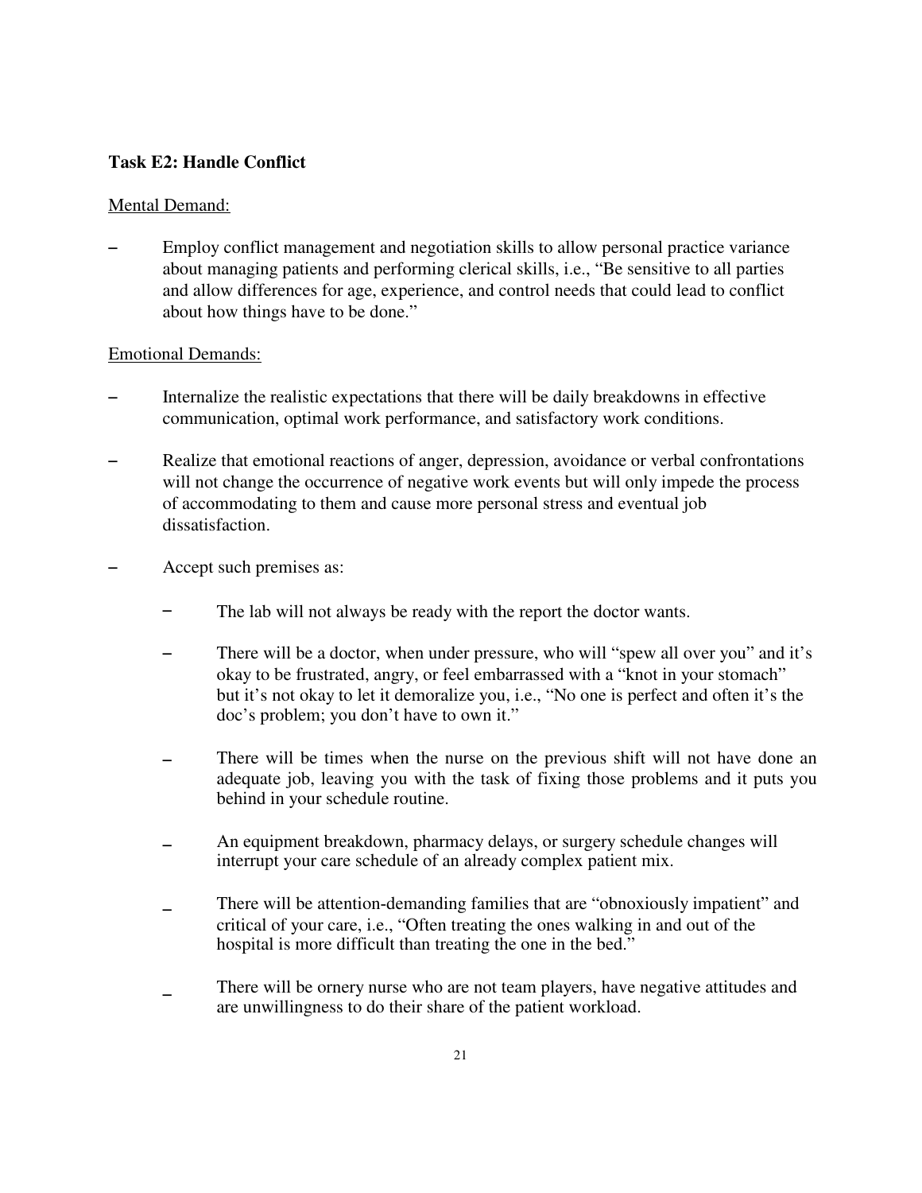**Task E2: Handle Conflict**

Mental Demand:

- Employ conflict management and negotiation skills to allow personal practice variance about managing patients and performing clerical skills, i.e., "Be sensitive to all parties and allow differences for age, experience, and control needs that could lead to conflict about how things have to be done."

Emotional Demands:

- Internalize the realistic expectations that there will be daily breakdowns in effective communication, optimal work performance, and satisfactory work conditions.
- Realize that emotional reactions of anger, depression, avoidance or verbal confrontations will not change the occurrence of negative work events but will only impede the process of accommodating to them and cause more personal stress and eventual job dissatisfaction.
- Accept such premises as:
    - The lab will not always be ready with the report the doctor wants.
    - There will be a doctor, when under pressure, who will "spew all over you" and it's okay to be frustrated, angry, or feel embarrassed with a "knot in your stomach" but it's not okay to let it demoralize you, i.e., "No one is perfect and often it's the doc's problem; you don't have to own it."
    - There will be times when the nurse on the previous shift will not have done an adequate job, leaving you with the task of fixing those problems and it puts you behind in your schedule routine.
    - An equipment breakdown, pharmacy delays, or surgery schedule changes will interrupt your care schedule of an already complex patient mix.
    - There will be attention-demanding families that are "obnoxiously impatient" and critical of your care, i.e., "Often treating the ones walking in and out of the hospital is more difficult than treating the one in the bed."
    - There will be ornery nurse who are not team players, have negative attitudes and are unwillingness to do their share of the patient workload.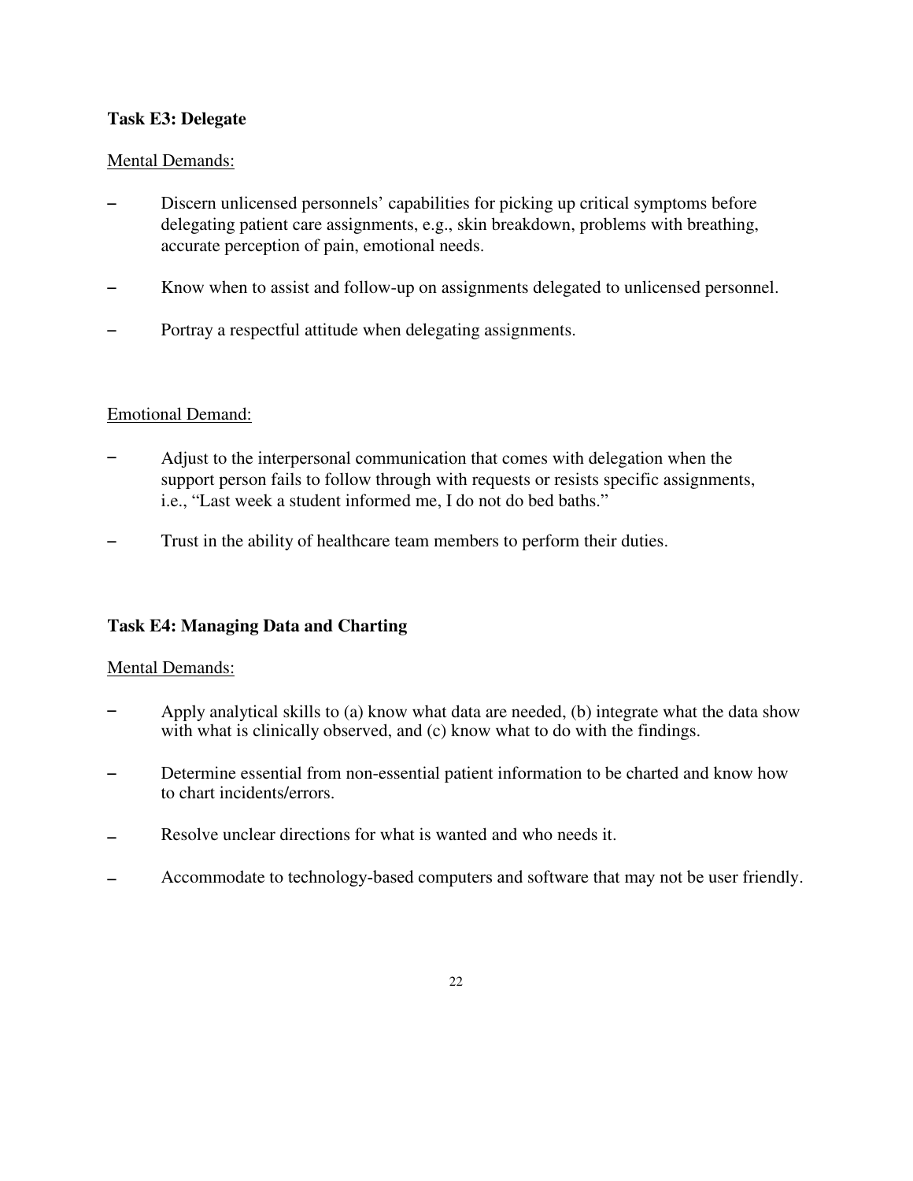**Task E3: Delegate**

Mental Demands:

- Discern unlicensed personnels' capabilities for picking up critical symptoms before delegating patient care assignments, e.g., skin breakdown, problems with breathing, accurate perception of pain, emotional needs.

- Know when to assist and follow-up on assignments delegated to unlicensed personnel.

- Portray a respectful attitude when delegating assignments.

Emotional Demand:

- Adjust to the interpersonal communication that comes with delegation when the support person fails to follow through with requests or resists specific assignments, i.e., "Last week a student informed me, I do not do bed baths."

- Trust in the ability of healthcare team members to perform their duties.

**Task E4: Managing Data and Charting**

Mental Demands:

- Apply analytical skills to (a) know what data are needed, (b) integrate what the data show with what is clinically observed, and (c) know what to do with the findings.

- Determine essential from non-essential patient information to be charted and know how to chart incidents/errors.

- Resolve unclear directions for what is wanted and who needs it.

- Accommodate to technology-based computers and software that may not be user friendly.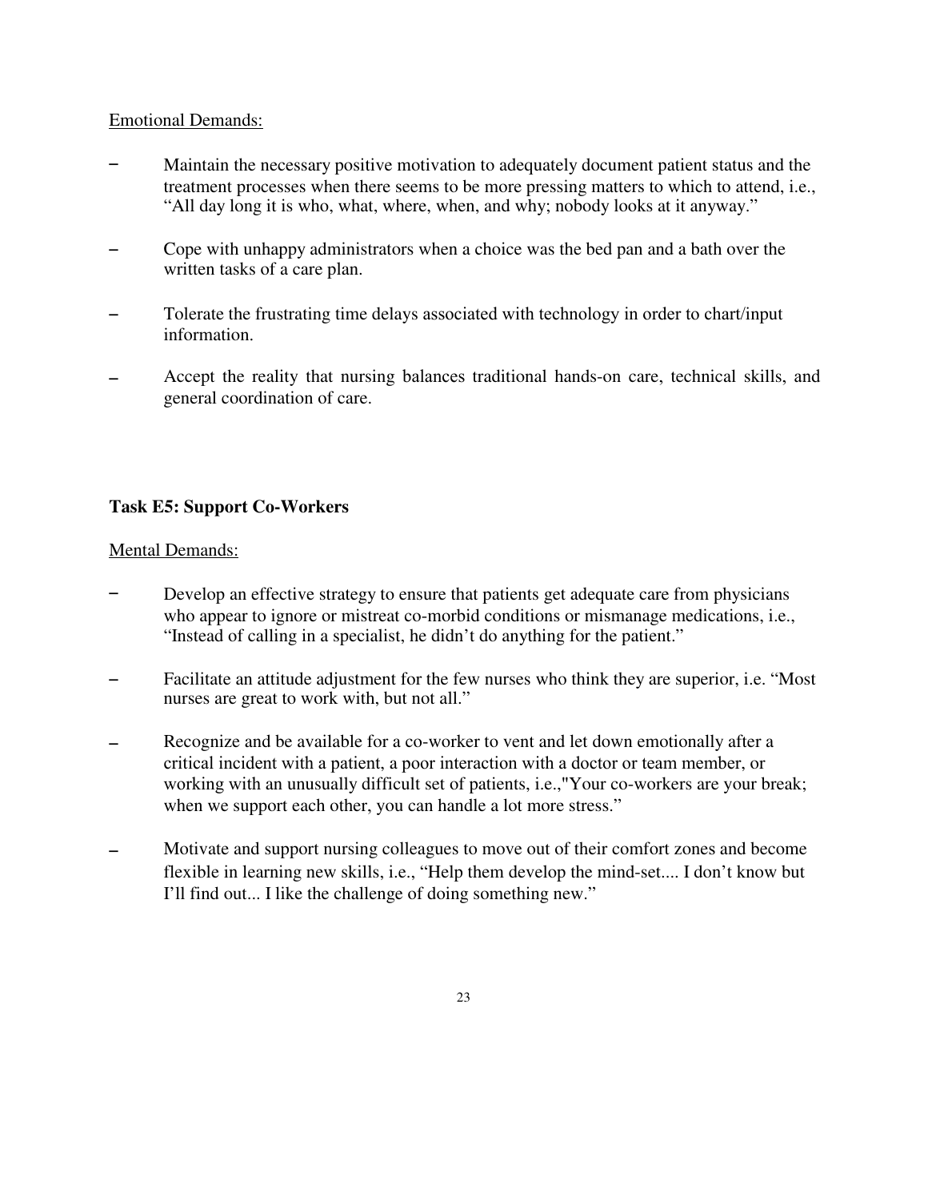Emotional Demands:

- Maintain the necessary positive motivation to adequately document patient status and the treatment processes when there seems to be more pressing matters to which to attend, i.e., "All day long it is who, what, where, when, and why; nobody looks at it anyway."
- Cope with unhappy administrators when a choice was the bed pan and a bath over the written tasks of a care plan.
- Tolerate the frustrating time delays associated with technology in order to chart/input information.
- Accept the reality that nursing balances traditional hands-on care, technical skills, and general coordination of care.

### Task E5: Support Co-Workers

Mental Demands:

- Develop an effective strategy to ensure that patients get adequate care from physicians who appear to ignore or mistreat co-morbid conditions or mismanage medications, i.e., "Instead of calling in a specialist, he didn't do anything for the patient."
- Facilitate an attitude adjustment for the few nurses who think they are superior, i.e. "Most nurses are great to work with, but not all."
- Recognize and be available for a co-worker to vent and let down emotionally after a critical incident with a patient, a poor interaction with a doctor or team member, or working with an unusually difficult set of patients, i.e.,"Your co-workers are your break; when we support each other, you can handle a lot more stress."
- Motivate and support nursing colleagues to move out of their comfort zones and become flexible in learning new skills, i.e., "Help them develop the mind-set.... I don't know but I'll find out... I like the challenge of doing something new."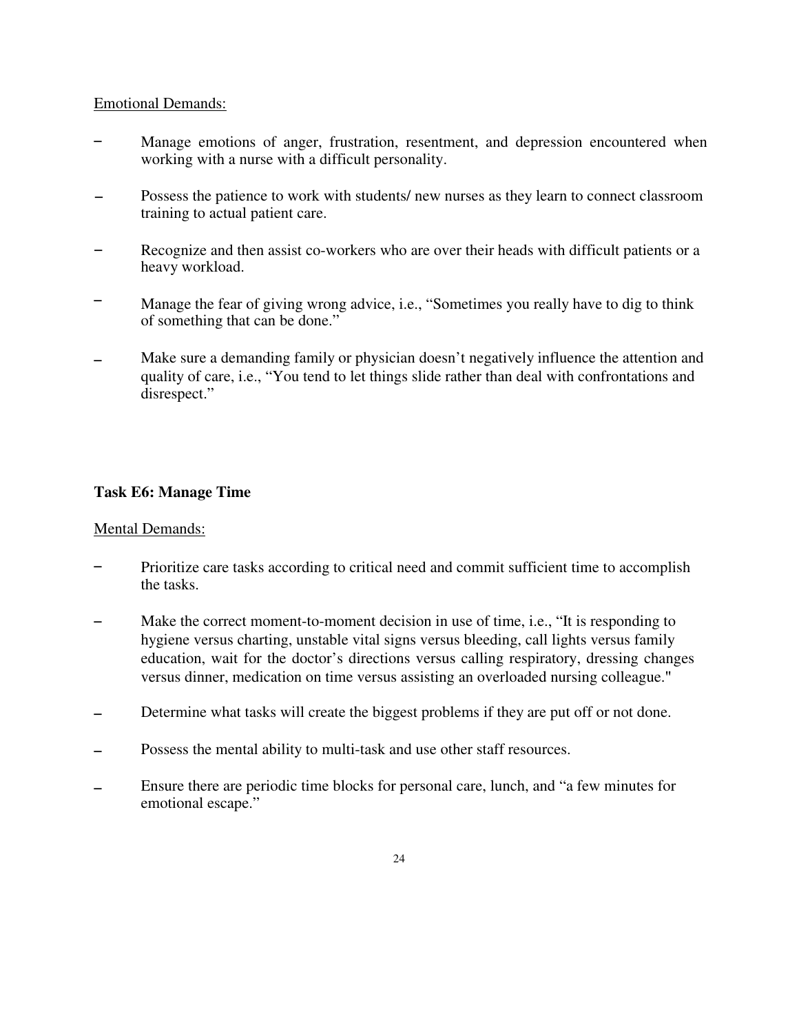Emotional Demands:

- Manage emotions of anger, frustration, resentment, and depression encountered when working with a nurse with a difficult personality.

- Possess the patience to work with students/ new nurses as they learn to connect classroom training to actual patient care.

- Recognize and then assist co-workers who are over their heads with difficult patients or a heavy workload.

- Manage the fear of giving wrong advice, i.e., "Sometimes you really have to dig to think of something that can be done."

- Make sure a demanding family or physician doesn't negatively influence the attention and quality of care, i.e., "You tend to let things slide rather than deal with confrontations and disrespect."

**Task E6: Manage Time**

Mental Demands:

- Prioritize care tasks according to critical need and commit sufficient time to accomplish the tasks.

- Make the correct moment-to-moment decision in use of time, i.e., "It is responding to hygiene versus charting, unstable vital signs versus bleeding, call lights versus family education, wait for the doctor's directions versus calling respiratory, dressing changes versus dinner, medication on time versus assisting an overloaded nursing colleague."

- Determine what tasks will create the biggest problems if they are put off or not done.

- Possess the mental ability to multi-task and use other staff resources.

- Ensure there are periodic time blocks for personal care, lunch, and "a few minutes for emotional escape."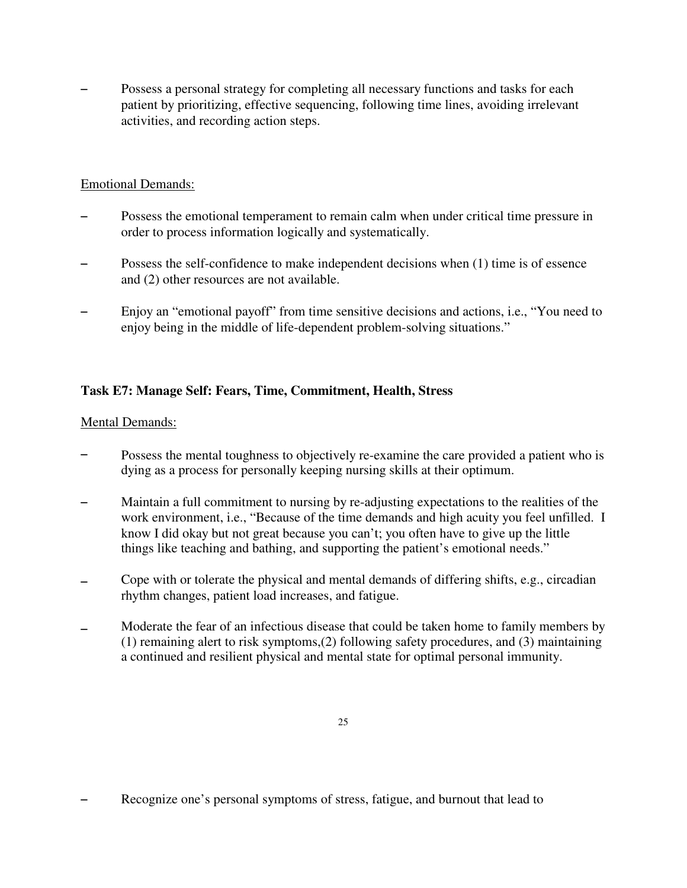- Possess a personal strategy for completing all necessary functions and tasks for each patient by prioritizing, effective sequencing, following time lines, avoiding irrelevant activities, and recording action steps.

Emotional Demands:

- Possess the emotional temperament to remain calm when under critical time pressure in order to process information logically and systematically.
- Possess the self-confidence to make independent decisions when (1) time is of essence and (2) other resources are not available.
- Enjoy an "emotional payoff" from time sensitive decisions and actions, i.e., "You need to enjoy being in the middle of life-dependent problem-solving situations."

**Task E7: Manage Self: Fears, Time, Commitment, Health, Stress**

Mental Demands:

- Possess the mental toughness to objectively re-examine the care provided a patient who is dying as a process for personally keeping nursing skills at their optimum.
- Maintain a full commitment to nursing by re-adjusting expectations to the realities of the work environment, i.e., "Because of the time demands and high acuity you feel unfilled. I know I did okay but not great because you can't; you often have to give up the little things like teaching and bathing, and supporting the patient's emotional needs."
- Cope with or tolerate the physical and mental demands of differing shifts, e.g., circadian rhythm changes, patient load increases, and fatigue.
- Moderate the fear of an infectious disease that could be taken home to family members by (1) remaining alert to risk symptoms,(2) following safety procedures, and (3) maintaining a continued and resilient physical and mental state for optimal personal immunity.

- Recognize one's personal symptoms of stress, fatigue, and burnout that lead to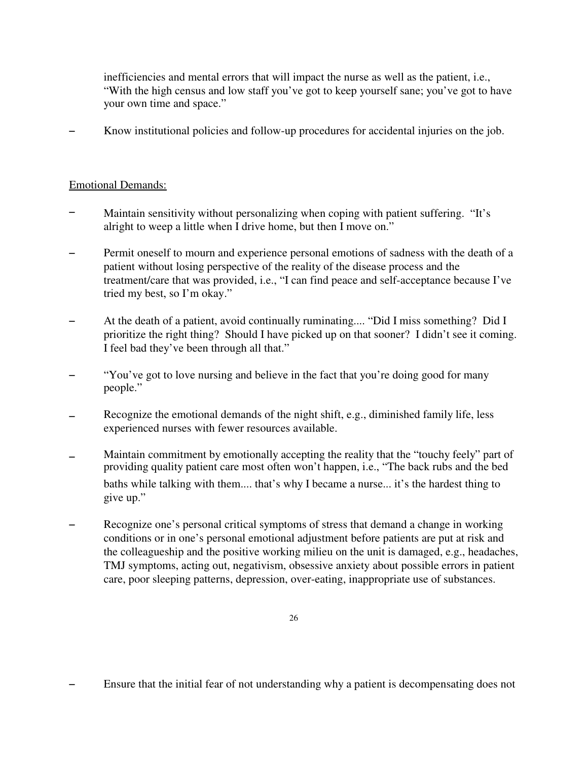inefficiencies and mental errors that will impact the nurse as well as the patient, i.e., "With the high census and low staff you've got to keep yourself sane; you've got to have your own time and space."

- Know institutional policies and follow-up procedures for accidental injuries on the job.

Emotional Demands:

- Maintain sensitivity without personalizing when coping with patient suffering. "It's alright to weep a little when I drive home, but then I move on."

- Permit oneself to mourn and experience personal emotions of sadness with the death of a patient without losing perspective of the reality of the disease process and the treatment/care that was provided, i.e., "I can find peace and self-acceptance because I've tried my best, so I'm okay."

- At the death of a patient, avoid continually ruminating.... "Did I miss something? Did I prioritize the right thing? Should I have picked up on that sooner? I didn't see it coming. I feel bad they've been through all that."

- "You've got to love nursing and believe in the fact that you're doing good for many people."

- Recognize the emotional demands of the night shift, e.g., diminished family life, less experienced nurses with fewer resources available.

- Maintain commitment by emotionally accepting the reality that the "touchy feely" part of providing quality patient care most often won't happen, i.e., "The back rubs and the bed baths while talking with them.... that's why I became a nurse... it's the hardest thing to give up."

- Recognize one's personal critical symptoms of stress that demand a change in working conditions or in one's personal emotional adjustment before patients are put at risk and the colleagueship and the positive working milieu on the unit is damaged, e.g., headaches, TMJ symptoms, acting out, negativism, obsessive anxiety about possible errors in patient care, poor sleeping patterns, depression, over-eating, inappropriate use of substances.

- Ensure that the initial fear of not understanding why a patient is decompensating does not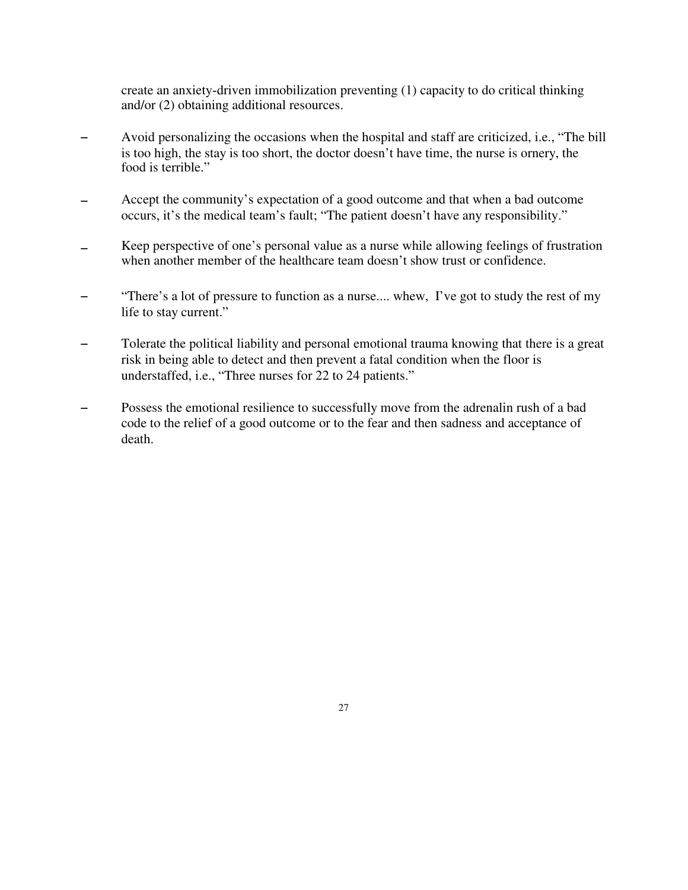create an anxiety-driven immobilization preventing (1) capacity to do critical thinking and/or (2) obtaining additional resources.

- Avoid personalizing the occasions when the hospital and staff are criticized, i.e., “The bill is too high, the stay is too short, the doctor doesn’t have time, the nurse is ornery, the food is terrible.”

- Accept the community’s expectation of a good outcome and that when a bad outcome occurs, it’s the medical team’s fault; “The patient doesn’t have any responsibility.”

- Keep perspective of one’s personal value as a nurse while allowing feelings of frustration when another member of the healthcare team doesn’t show trust or confidence.

- “There’s a lot of pressure to function as a nurse.... whew, I’ve got to study the rest of my life to stay current.”

- Tolerate the political liability and personal emotional trauma knowing that there is a great risk in being able to detect and then prevent a fatal condition when the floor is understaffed, i.e., “Three nurses for 22 to 24 patients.”

- Possess the emotional resilience to successfully move from the adrenalin rush of a bad code to the relief of a good outcome or to the fear and then sadness and acceptance of death.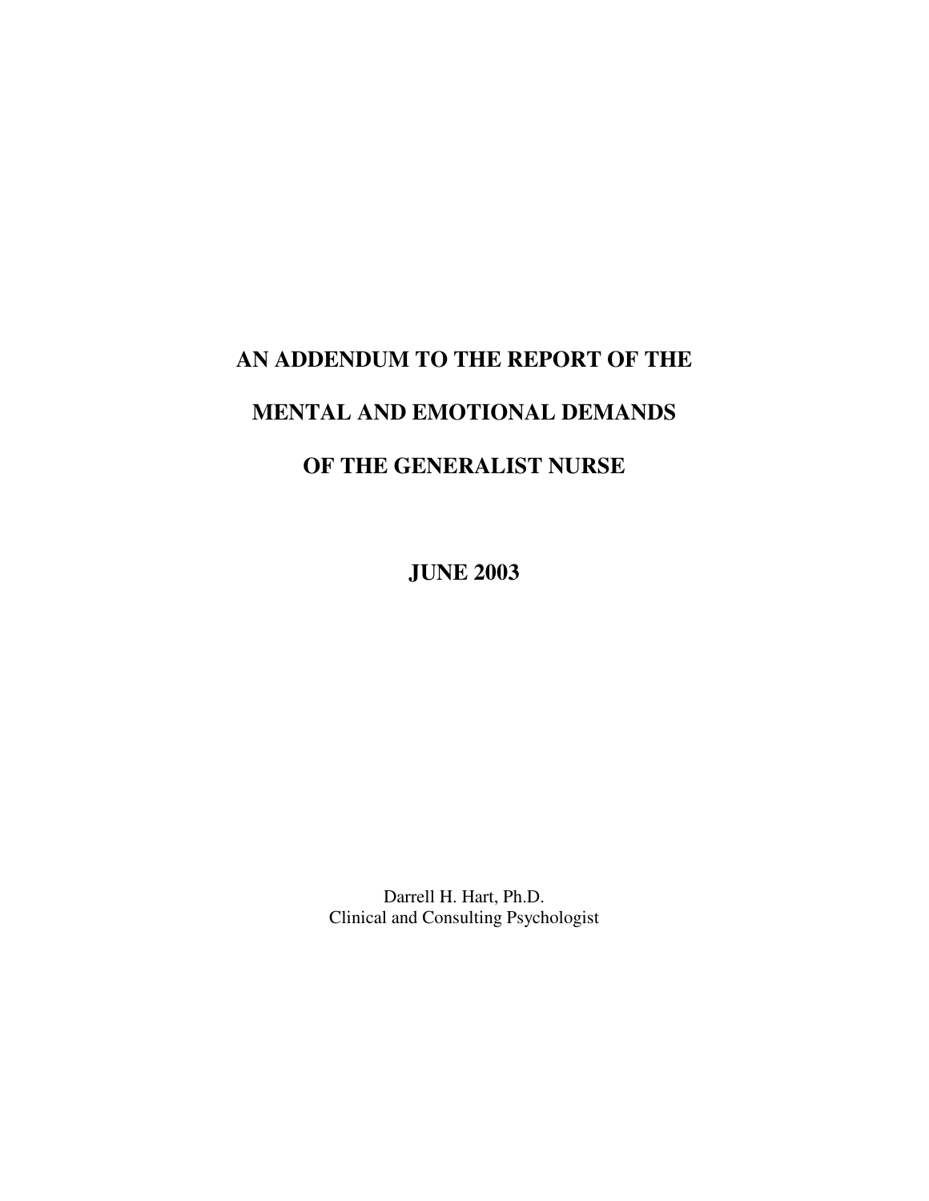# AN ADDENDUM TO THE REPORT OF THE MENTAL AND EMOTIONAL DEMANDS OF THE GENERALIST NURSE

**JUNE 2003**

Darrell H. Hart, Ph.D.
Clinical and Consulting Psychologist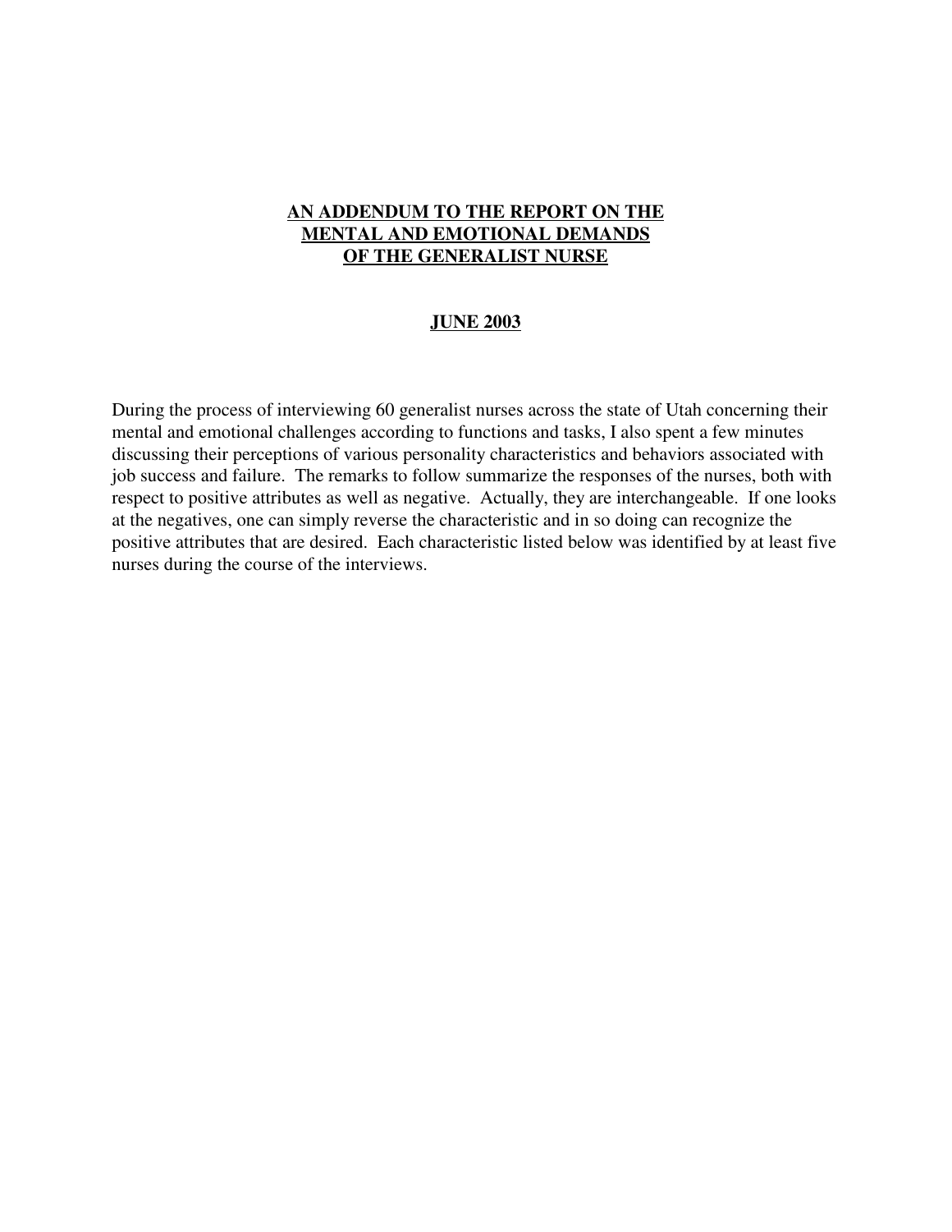# AN ADDENDUM TO THE REPORT ON THE MENTAL AND EMOTIONAL DEMANDS OF THE GENERALIST NURSE

## JUNE 2003

During the process of interviewing 60 generalist nurses across the state of Utah concerning their mental and emotional challenges according to functions and tasks, I also spent a few minutes discussing their perceptions of various personality characteristics and behaviors associated with job success and failure. The remarks to follow summarize the responses of the nurses, both with respect to positive attributes as well as negative. Actually, they are interchangeable. If one looks at the negatives, one can simply reverse the characteristic and in so doing can recognize the positive attributes that are desired. Each characteristic listed below was identified by at least five nurses during the course of the interviews.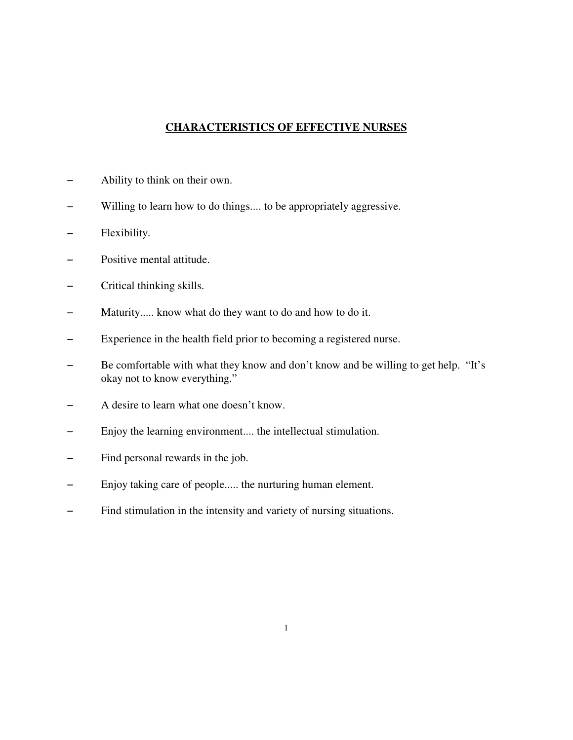## CHARACTERISTICS OF EFFECTIVE NURSES

- Ability to think on their own.
- Willing to learn how to do things.... to be appropriately aggressive.
- Flexibility.
- Positive mental attitude.
- Critical thinking skills.
- Maturity..... know what do they want to do and how to do it.
- Experience in the health field prior to becoming a registered nurse.
- Be comfortable with what they know and don't know and be willing to get help. "It's okay not to know everything."
- A desire to learn what one doesn't know.
- Enjoy the learning environment.... the intellectual stimulation.
- Find personal rewards in the job.
- Enjoy taking care of people..... the nurturing human element.
- Find stimulation in the intensity and variety of nursing situations.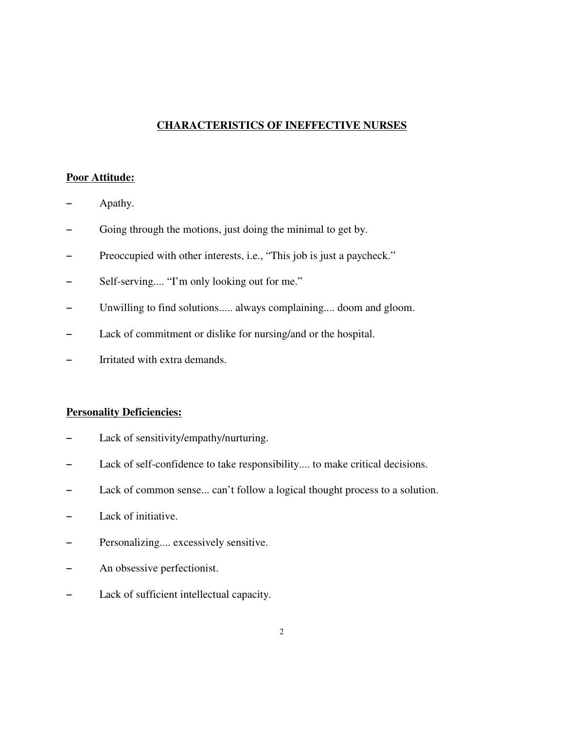## CHARACTERISTICS OF INEFFECTIVE NURSES

**Poor Attitude:**

- Apathy.
- Going through the motions, just doing the minimal to get by.
- Preoccupied with other interests, i.e., "This job is just a paycheck."
- Self-serving.... "I'm only looking out for me."
- Unwilling to find solutions..... always complaining.... doom and gloom.
- Lack of commitment or dislike for nursing/and or the hospital.
- Irritated with extra demands.

**Personality Deficiencies:**

- Lack of sensitivity/empathy/nurturing.
- Lack of self-confidence to take responsibility.... to make critical decisions.
- Lack of common sense... can't follow a logical thought process to a solution.
- Lack of initiative.
- Personalizing.... excessively sensitive.
- An obsessive perfectionist.
- Lack of sufficient intellectual capacity.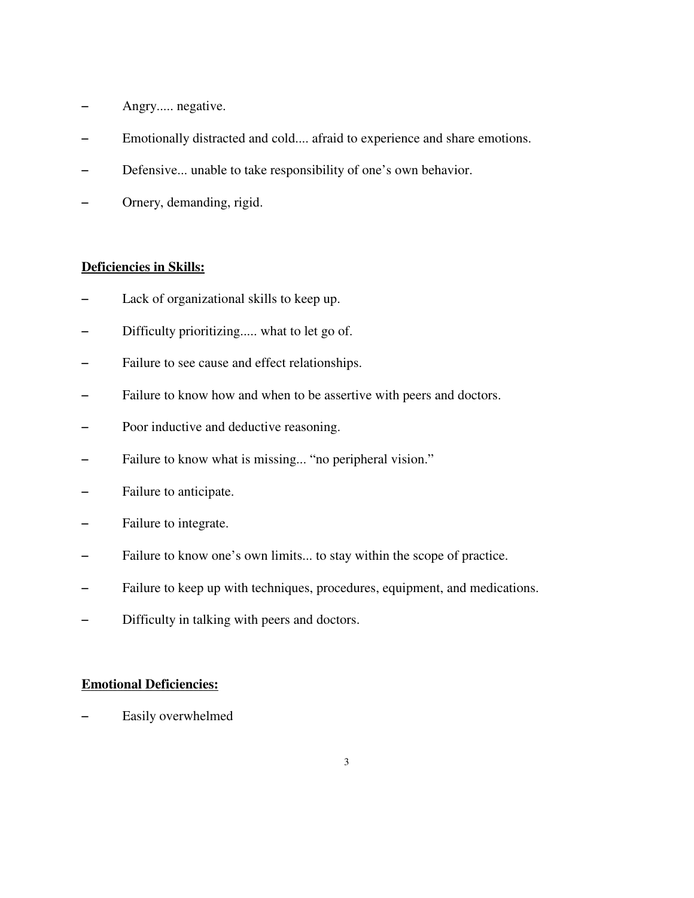- Angry..... negative.
- Emotionally distracted and cold.... afraid to experience and share emotions.
- Defensive... unable to take responsibility of one's own behavior.
- Ornery, demanding, rigid.

**<u>Deficiencies in Skills:</u>**

- Lack of organizational skills to keep up.
- Difficulty prioritizing..... what to let go of.
- Failure to see cause and effect relationships.
- Failure to know how and when to be assertive with peers and doctors.
- Poor inductive and deductive reasoning.
- Failure to know what is missing... "no peripheral vision."
- Failure to anticipate.
- Failure to integrate.
- Failure to know one's own limits... to stay within the scope of practice.
- Failure to keep up with techniques, procedures, equipment, and medications.
- Difficulty in talking with peers and doctors.

**<u>Emotional Deficiencies:</u>**

- Easily overwhelmed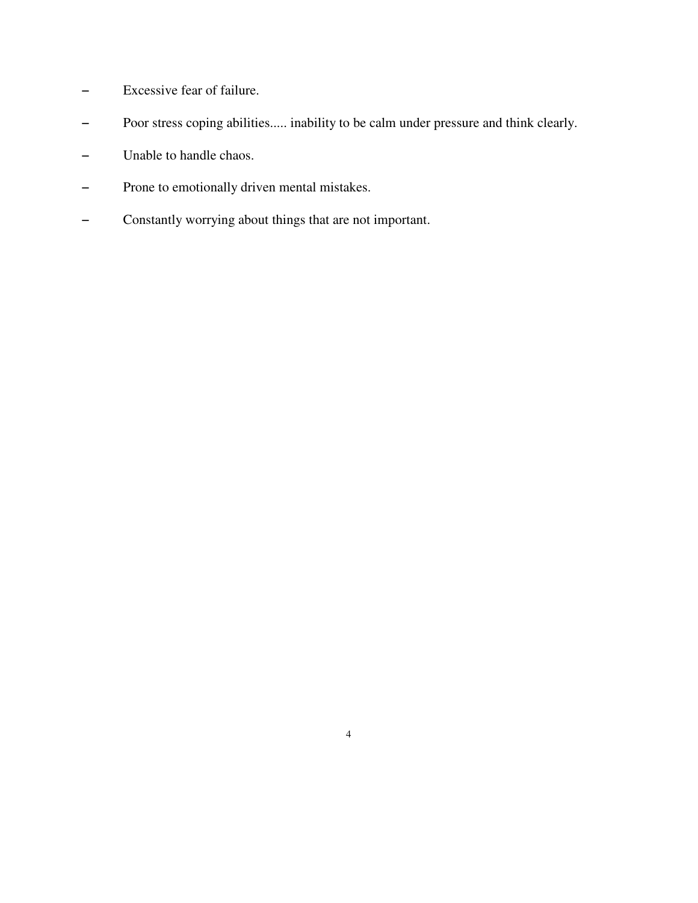- Excessive fear of failure.
- Poor stress coping abilities..... inability to be calm under pressure and think clearly.
- Unable to handle chaos.
- Prone to emotionally driven mental mistakes.
- Constantly worrying about things that are not important.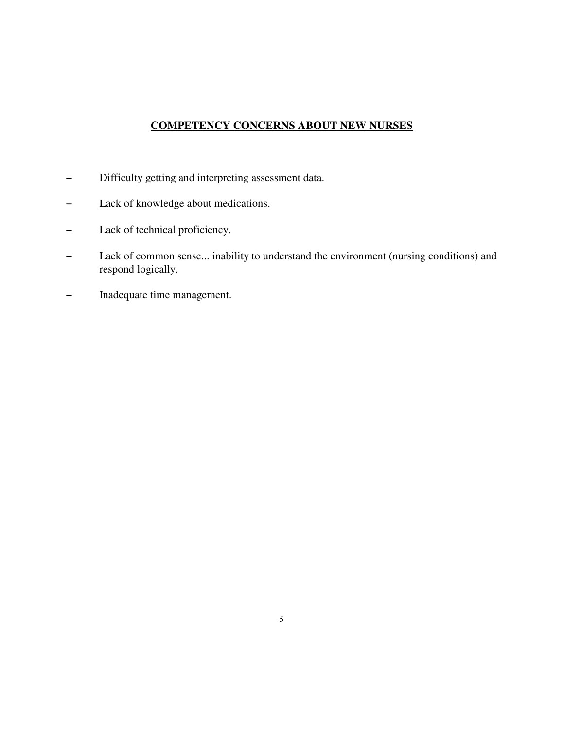## COMPETENCY CONCERNS ABOUT NEW NURSES

- Difficulty getting and interpreting assessment data.
- Lack of knowledge about medications.
- Lack of technical proficiency.
- Lack of common sense... inability to understand the environment (nursing conditions) and respond logically.
- Inadequate time management.